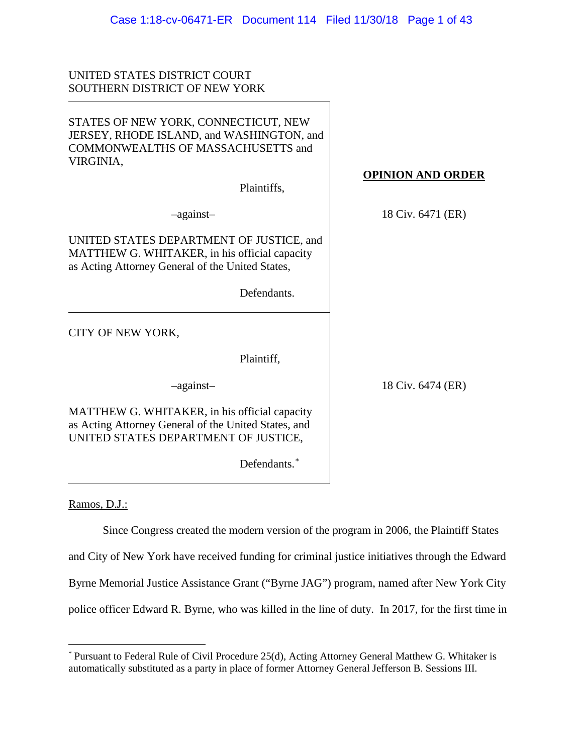UNITED STATES DISTRICT COURT
SOUTHERN DISTRICT OF NEW YORK

| | |
|---|---|
| STATES OF NEW YORK, CONNECTICUT, NEW JERSEY, RHODE ISLAND, and WASHINGTON, and COMMONWEALTHS OF MASSACHUSETTS and VIRGINIA,<br><br>Plaintiffs,<br><br>–against–<br><br>UNITED STATES DEPARTMENT OF JUSTICE, and MATTHEW G. WHITAKER, in his official capacity as Acting Attorney General of the United States,<br><br>Defendants. | **OPINION AND ORDER**<br><br>18 Civ. 6471 (ER) |
| CITY OF NEW YORK,<br><br>Plaintiff,<br><br>–against–<br><br>MATTHEW G. WHITAKER, in his official capacity as Acting Attorney General of the United States, and UNITED STATES DEPARTMENT OF JUSTICE,<br><br>Defendants.[*] | 18 Civ. 6474 (ER) |

Ramos, D.J.:

Since Congress created the modern version of the program in 2006, the Plaintiff States and City of New York have received funding for criminal justice initiatives through the Edward Byrne Memorial Justice Assistance Grant ("Byrne JAG") program, named after New York City police officer Edward R. Byrne, who was killed in the line of duty. In 2017, for the first time in

[*] Pursuant to Federal Rule of Civil Procedure 25(d), Acting Attorney General Matthew G. Whitaker is automatically substituted as a party in place of former Attorney General Jefferson B. Sessions III.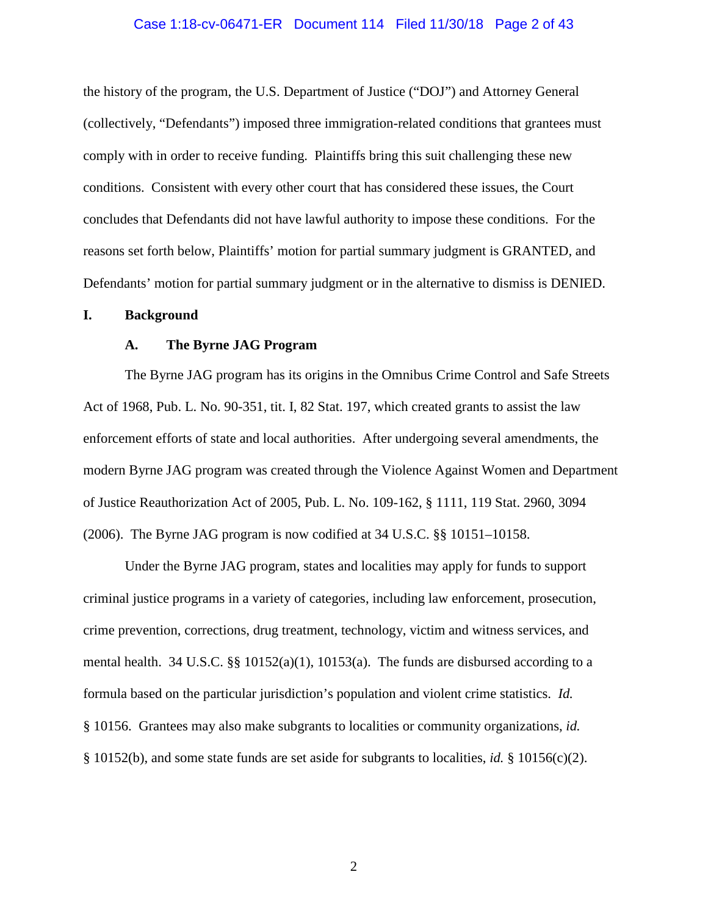the history of the program, the U.S. Department of Justice ("DOJ") and Attorney General (collectively, "Defendants") imposed three immigration-related conditions that grantees must comply with in order to receive funding. Plaintiffs bring this suit challenging these new conditions. Consistent with every other court that has considered these issues, the Court concludes that Defendants did not have lawful authority to impose these conditions. For the reasons set forth below, Plaintiffs' motion for partial summary judgment is GRANTED, and Defendants' motion for partial summary judgment or in the alternative to dismiss is DENIED.

## I. Background

### A. The Byrne JAG Program

The Byrne JAG program has its origins in the Omnibus Crime Control and Safe Streets Act of 1968, Pub. L. No. 90-351, tit. I, 82 Stat. 197, which created grants to assist the law enforcement efforts of state and local authorities. After undergoing several amendments, the modern Byrne JAG program was created through the Violence Against Women and Department of Justice Reauthorization Act of 2005, Pub. L. No. 109-162, § 1111, 119 Stat. 2960, 3094 (2006). The Byrne JAG program is now codified at 34 U.S.C. §§ 10151–10158.

Under the Byrne JAG program, states and localities may apply for funds to support criminal justice programs in a variety of categories, including law enforcement, prosecution, crime prevention, corrections, drug treatment, technology, victim and witness services, and mental health. 34 U.S.C. §§ 10152(a)(1), 10153(a). The funds are disbursed according to a formula based on the particular jurisdiction's population and violent crime statistics. *Id.* § 10156. Grantees may also make subgrants to localities or community organizations, *id.* § 10152(b), and some state funds are set aside for subgrants to localities, *id.* § 10156(c)(2).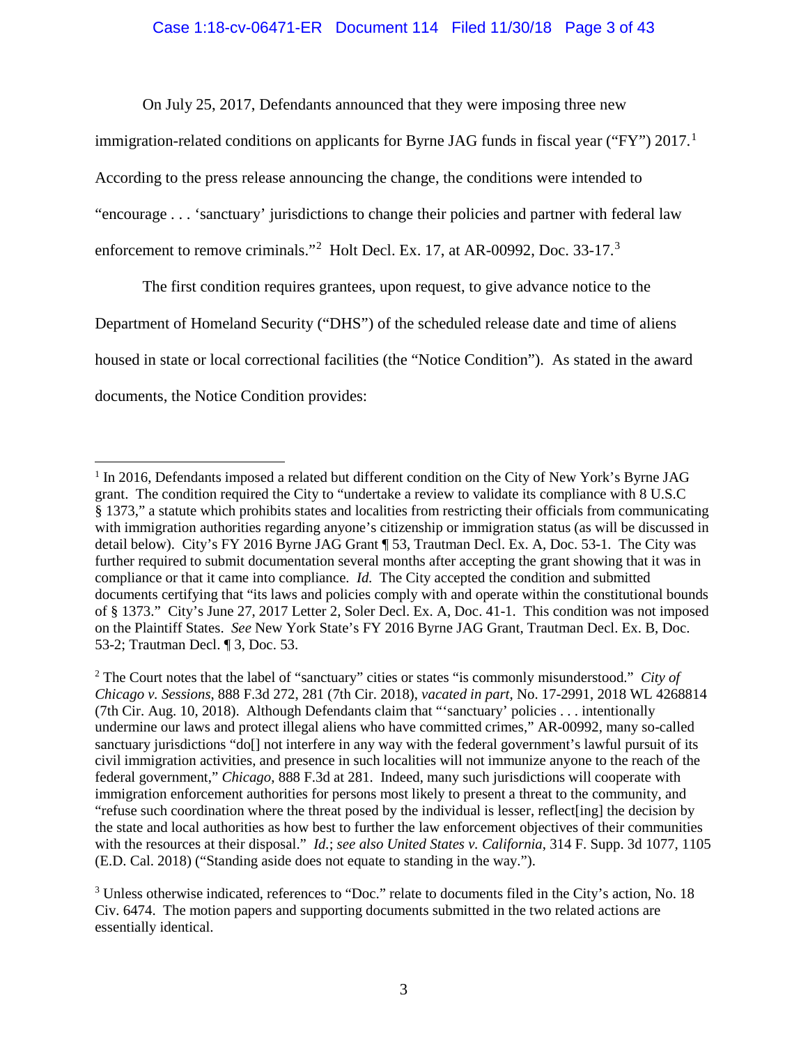On July 25, 2017, Defendants announced that they were imposing three new immigration-related conditions on applicants for Byrne JAG funds in fiscal year ("FY") 2017.[1] According to the press release announcing the change, the conditions were intended to "encourage . . . 'sanctuary' jurisdictions to change their policies and partner with federal law enforcement to remove criminals."[2] Holt Decl. Ex. 17, at AR-00992, Doc. 33-17.[3]

The first condition requires grantees, upon request, to give advance notice to the Department of Homeland Security ("DHS") of the scheduled release date and time of aliens housed in state or local correctional facilities (the "Notice Condition"). As stated in the award documents, the Notice Condition provides:

---

[1] In 2016, Defendants imposed a related but different condition on the City of New York's Byrne JAG grant. The condition required the City to "undertake a review to validate its compliance with 8 U.S.C § 1373," a statute which prohibits states and localities from restricting their officials from communicating with immigration authorities regarding anyone's citizenship or immigration status (as will be discussed in detail below). City's FY 2016 Byrne JAG Grant ¶ 53, Trautman Decl. Ex. A, Doc. 53-1. The City was further required to submit documentation several months after accepting the grant showing that it was in compliance or that it came into compliance. *Id.* The City accepted the condition and submitted documents certifying that "its laws and policies comply with and operate within the constitutional bounds of § 1373." City's June 27, 2017 Letter 2, Soler Decl. Ex. A, Doc. 41-1. This condition was not imposed on the Plaintiff States. *See* New York State's FY 2016 Byrne JAG Grant, Trautman Decl. Ex. B, Doc. 53-2; Trautman Decl. ¶ 3, Doc. 53.

[2] The Court notes that the label of "sanctuary" cities or states "is commonly misunderstood." *City of Chicago v. Sessions*, 888 F.3d 272, 281 (7th Cir. 2018), *vacated in part*, No. 17-2991, 2018 WL 4268814 (7th Cir. Aug. 10, 2018). Although Defendants claim that "'sanctuary' policies . . . intentionally undermine our laws and protect illegal aliens who have committed crimes," AR-00992, many so-called sanctuary jurisdictions "do[] not interfere in any way with the federal government's lawful pursuit of its civil immigration activities, and presence in such localities will not immunize anyone to the reach of the federal government," *Chicago*, 888 F.3d at 281. Indeed, many such jurisdictions will cooperate with immigration enforcement authorities for persons most likely to present a threat to the community, and "refuse such coordination where the threat posed by the individual is lesser, reflect[ing] the decision by the state and local authorities as how best to further the law enforcement objectives of their communities with the resources at their disposal." *Id.*; *see also United States v. California*, 314 F. Supp. 3d 1077, 1105 (E.D. Cal. 2018) ("Standing aside does not equate to standing in the way.").

[3] Unless otherwise indicated, references to "Doc." relate to documents filed in the City's action, No. 18 Civ. 6474. The motion papers and supporting documents submitted in the two related actions are essentially identical.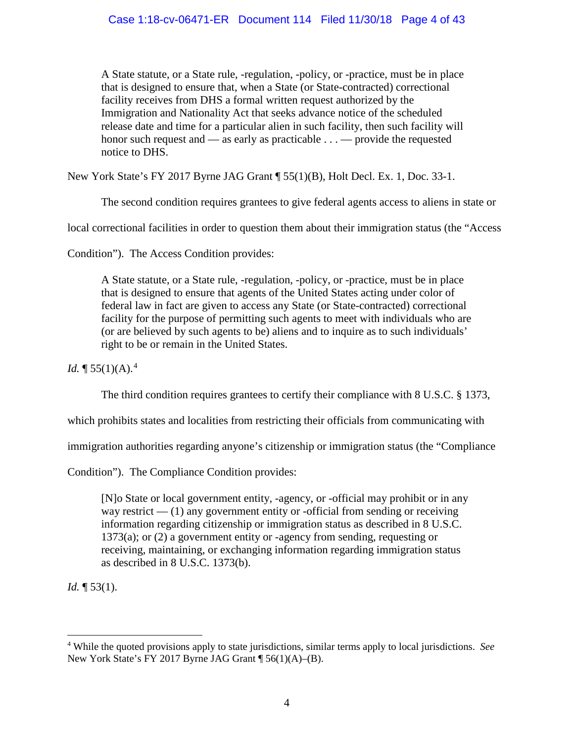> A State statute, or a State rule, -regulation, -policy, or -practice, must be in place that is designed to ensure that, when a State (or State-contracted) correctional facility receives from DHS a formal written request authorized by the Immigration and Nationality Act that seeks advance notice of the scheduled release date and time for a particular alien in such facility, then such facility will honor such request and — as early as practicable . . . — provide the requested notice to DHS.

New York State's FY 2017 Byrne JAG Grant ¶ 55(1)(B), Holt Decl. Ex. 1, Doc. 33-1.

The second condition requires grantees to give federal agents access to aliens in state or local correctional facilities in order to question them about their immigration status (the "Access Condition"). The Access Condition provides:

> A State statute, or a State rule, -regulation, -policy, or -practice, must be in place that is designed to ensure that agents of the United States acting under color of federal law in fact are given to access any State (or State-contracted) correctional facility for the purpose of permitting such agents to meet with individuals who are (or are believed by such agents to be) aliens and to inquire as to such individuals' right to be or remain in the United States.

*Id.* ¶ 55(1)(A).[4]

The third condition requires grantees to certify their compliance with 8 U.S.C. § 1373, which prohibits states and localities from restricting their officials from communicating with immigration authorities regarding anyone's citizenship or immigration status (the "Compliance Condition"). The Compliance Condition provides:

> [N]o State or local government entity, -agency, or -official may prohibit or in any way restrict — (1) any government entity or -official from sending or receiving information regarding citizenship or immigration status as described in 8 U.S.C. 1373(a); or (2) a government entity or -agency from sending, requesting or receiving, maintaining, or exchanging information regarding immigration status as described in 8 U.S.C. 1373(b).

*Id.* ¶ 53(1).

---

[4] While the quoted provisions apply to state jurisdictions, similar terms apply to local jurisdictions. *See* New York State's FY 2017 Byrne JAG Grant ¶ 56(1)(A)–(B).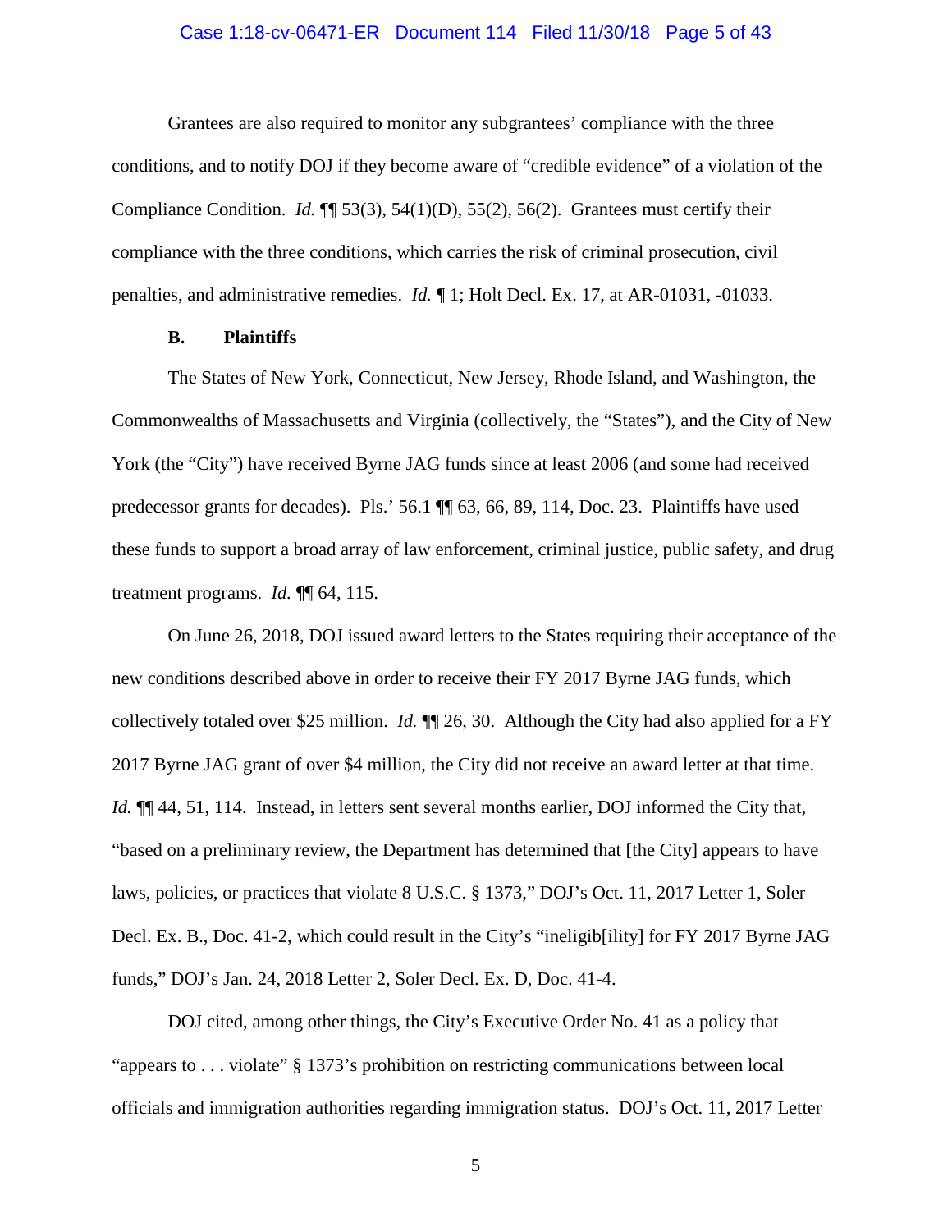Grantees are also required to monitor any subgrantees' compliance with the three conditions, and to notify DOJ if they become aware of "credible evidence" of a violation of the Compliance Condition. *Id.* ¶¶ 53(3), 54(1)(D), 55(2), 56(2). Grantees must certify their compliance with the three conditions, which carries the risk of criminal prosecution, civil penalties, and administrative remedies. *Id.* ¶ 1; Holt Decl. Ex. 17, at AR-01031, -01033.

### B. Plaintiffs

The States of New York, Connecticut, New Jersey, Rhode Island, and Washington, the Commonwealths of Massachusetts and Virginia (collectively, the "States"), and the City of New York (the "City") have received Byrne JAG funds since at least 2006 (and some had received predecessor grants for decades). Pls.' 56.1 ¶¶ 63, 66, 89, 114, Doc. 23. Plaintiffs have used these funds to support a broad array of law enforcement, criminal justice, public safety, and drug treatment programs. *Id.* ¶¶ 64, 115.

On June 26, 2018, DOJ issued award letters to the States requiring their acceptance of the new conditions described above in order to receive their FY 2017 Byrne JAG funds, which collectively totaled over $25 million. *Id.* ¶¶ 26, 30. Although the City had also applied for a FY 2017 Byrne JAG grant of over $4 million, the City did not receive an award letter at that time. *Id.* ¶¶ 44, 51, 114. Instead, in letters sent several months earlier, DOJ informed the City that, "based on a preliminary review, the Department has determined that [the City] appears to have laws, policies, or practices that violate 8 U.S.C. § 1373," DOJ's Oct. 11, 2017 Letter 1, Soler Decl. Ex. B., Doc. 41-2, which could result in the City's "ineligib[ility] for FY 2017 Byrne JAG funds," DOJ's Jan. 24, 2018 Letter 2, Soler Decl. Ex. D, Doc. 41-4.

DOJ cited, among other things, the City's Executive Order No. 41 as a policy that "appears to . . . violate" § 1373's prohibition on restricting communications between local officials and immigration authorities regarding immigration status. DOJ's Oct. 11, 2017 Letter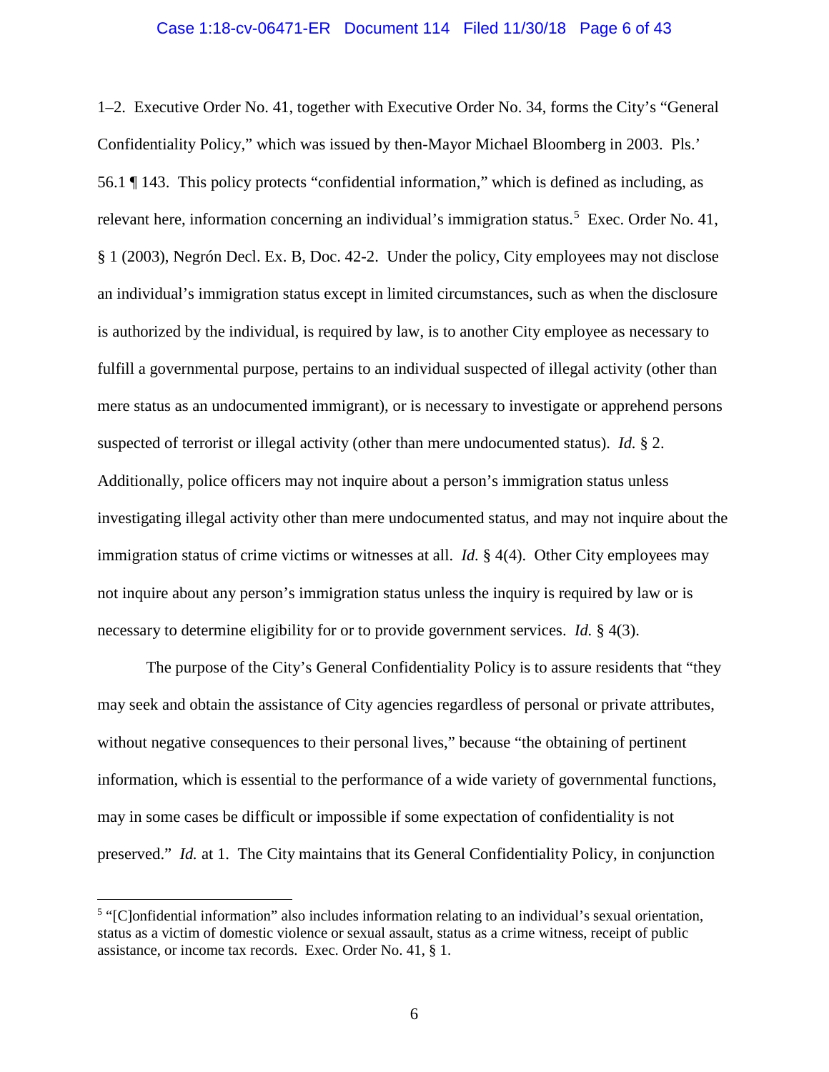1–2. Executive Order No. 41, together with Executive Order No. 34, forms the City's "General Confidentiality Policy," which was issued by then-Mayor Michael Bloomberg in 2003. Pls.' 56.1 ¶ 143. This policy protects "confidential information," which is defined as including, as relevant here, information concerning an individual's immigration status.[5] Exec. Order No. 41, § 1 (2003), Negrón Decl. Ex. B, Doc. 42-2. Under the policy, City employees may not disclose an individual's immigration status except in limited circumstances, such as when the disclosure is authorized by the individual, is required by law, is to another City employee as necessary to fulfill a governmental purpose, pertains to an individual suspected of illegal activity (other than mere status as an undocumented immigrant), or is necessary to investigate or apprehend persons suspected of terrorist or illegal activity (other than mere undocumented status). *Id.* § 2. Additionally, police officers may not inquire about a person's immigration status unless investigating illegal activity other than mere undocumented status, and may not inquire about the immigration status of crime victims or witnesses at all. *Id.* § 4(4). Other City employees may not inquire about any person's immigration status unless the inquiry is required by law or is necessary to determine eligibility for or to provide government services. *Id.* § 4(3).

The purpose of the City's General Confidentiality Policy is to assure residents that "they may seek and obtain the assistance of City agencies regardless of personal or private attributes, without negative consequences to their personal lives," because "the obtaining of pertinent information, which is essential to the performance of a wide variety of governmental functions, may in some cases be difficult or impossible if some expectation of confidentiality is not preserved." *Id.* at 1. The City maintains that its General Confidentiality Policy, in conjunction

[5] "[C]onfidential information" also includes information relating to an individual's sexual orientation, status as a victim of domestic violence or sexual assault, status as a crime witness, receipt of public assistance, or income tax records. Exec. Order No. 41, § 1.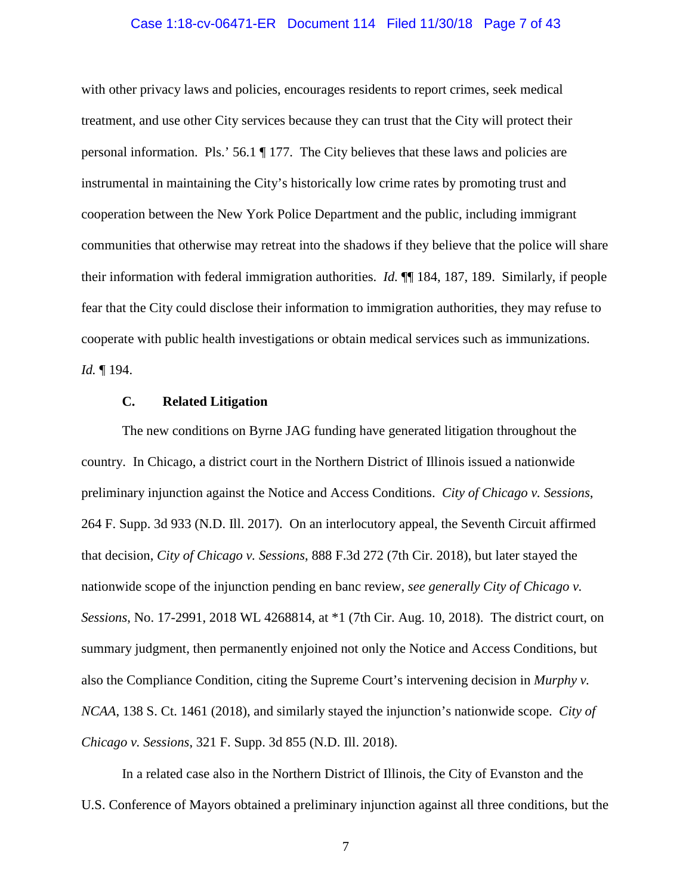with other privacy laws and policies, encourages residents to report crimes, seek medical treatment, and use other City services because they can trust that the City will protect their personal information. Pls.' 56.1 ¶ 177. The City believes that these laws and policies are instrumental in maintaining the City's historically low crime rates by promoting trust and cooperation between the New York Police Department and the public, including immigrant communities that otherwise may retreat into the shadows if they believe that the police will share their information with federal immigration authorities. *Id.* ¶¶ 184, 187, 189. Similarly, if people fear that the City could disclose their information to immigration authorities, they may refuse to cooperate with public health investigations or obtain medical services such as immunizations. *Id.* ¶ 194.

### C. Related Litigation

The new conditions on Byrne JAG funding have generated litigation throughout the country. In Chicago, a district court in the Northern District of Illinois issued a nationwide preliminary injunction against the Notice and Access Conditions. *City of Chicago v. Sessions*, 264 F. Supp. 3d 933 (N.D. Ill. 2017). On an interlocutory appeal, the Seventh Circuit affirmed that decision, *City of Chicago v. Sessions*, 888 F.3d 272 (7th Cir. 2018), but later stayed the nationwide scope of the injunction pending en banc review, *see generally City of Chicago v. Sessions*, No. 17-2991, 2018 WL 4268814, at *1 (7th Cir. Aug. 10, 2018). The district court, on summary judgment, then permanently enjoined not only the Notice and Access Conditions, but also the Compliance Condition, citing the Supreme Court's intervening decision in *Murphy v. NCAA*, 138 S. Ct. 1461 (2018), and similarly stayed the injunction's nationwide scope. *City of Chicago v. Sessions*, 321 F. Supp. 3d 855 (N.D. Ill. 2018).

In a related case also in the Northern District of Illinois, the City of Evanston and the U.S. Conference of Mayors obtained a preliminary injunction against all three conditions, but the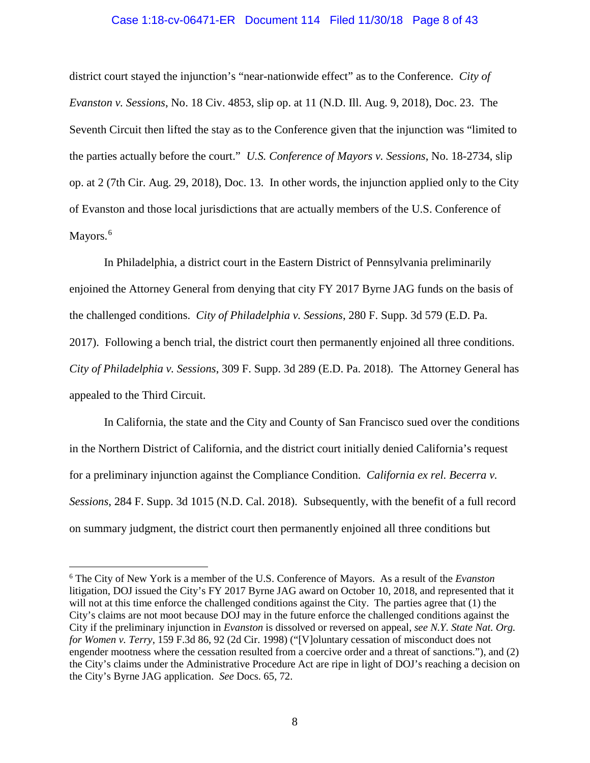district court stayed the injunction's "near-nationwide effect" as to the Conference. *City of Evanston v. Sessions*, No. 18 Civ. 4853, slip op. at 11 (N.D. Ill. Aug. 9, 2018), Doc. 23. The Seventh Circuit then lifted the stay as to the Conference given that the injunction was "limited to the parties actually before the court." *U.S. Conference of Mayors v. Sessions*, No. 18-2734, slip op. at 2 (7th Cir. Aug. 29, 2018), Doc. 13. In other words, the injunction applied only to the City of Evanston and those local jurisdictions that are actually members of the U.S. Conference of Mayors.[6]

In Philadelphia, a district court in the Eastern District of Pennsylvania preliminarily enjoined the Attorney General from denying that city FY 2017 Byrne JAG funds on the basis of the challenged conditions. *City of Philadelphia v. Sessions*, 280 F. Supp. 3d 579 (E.D. Pa. 2017). Following a bench trial, the district court then permanently enjoined all three conditions. *City of Philadelphia v. Sessions*, 309 F. Supp. 3d 289 (E.D. Pa. 2018). The Attorney General has appealed to the Third Circuit.

In California, the state and the City and County of San Francisco sued over the conditions in the Northern District of California, and the district court initially denied California's request for a preliminary injunction against the Compliance Condition. *California ex rel. Becerra v. Sessions*, 284 F. Supp. 3d 1015 (N.D. Cal. 2018). Subsequently, with the benefit of a full record on summary judgment, the district court then permanently enjoined all three conditions but

---

[6] The City of New York is a member of the U.S. Conference of Mayors. As a result of the *Evanston* litigation, DOJ issued the City's FY 2017 Byrne JAG award on October 10, 2018, and represented that it will not at this time enforce the challenged conditions against the City. The parties agree that (1) the City's claims are not moot because DOJ may in the future enforce the challenged conditions against the City if the preliminary injunction in *Evanston* is dissolved or reversed on appeal, *see N.Y. State Nat. Org. for Women v. Terry*, 159 F.3d 86, 92 (2d Cir. 1998) ("[V]oluntary cessation of misconduct does not engender mootness where the cessation resulted from a coercive order and a threat of sanctions."), and (2) the City's claims under the Administrative Procedure Act are ripe in light of DOJ's reaching a decision on the City's Byrne JAG application. *See* Docs. 65, 72.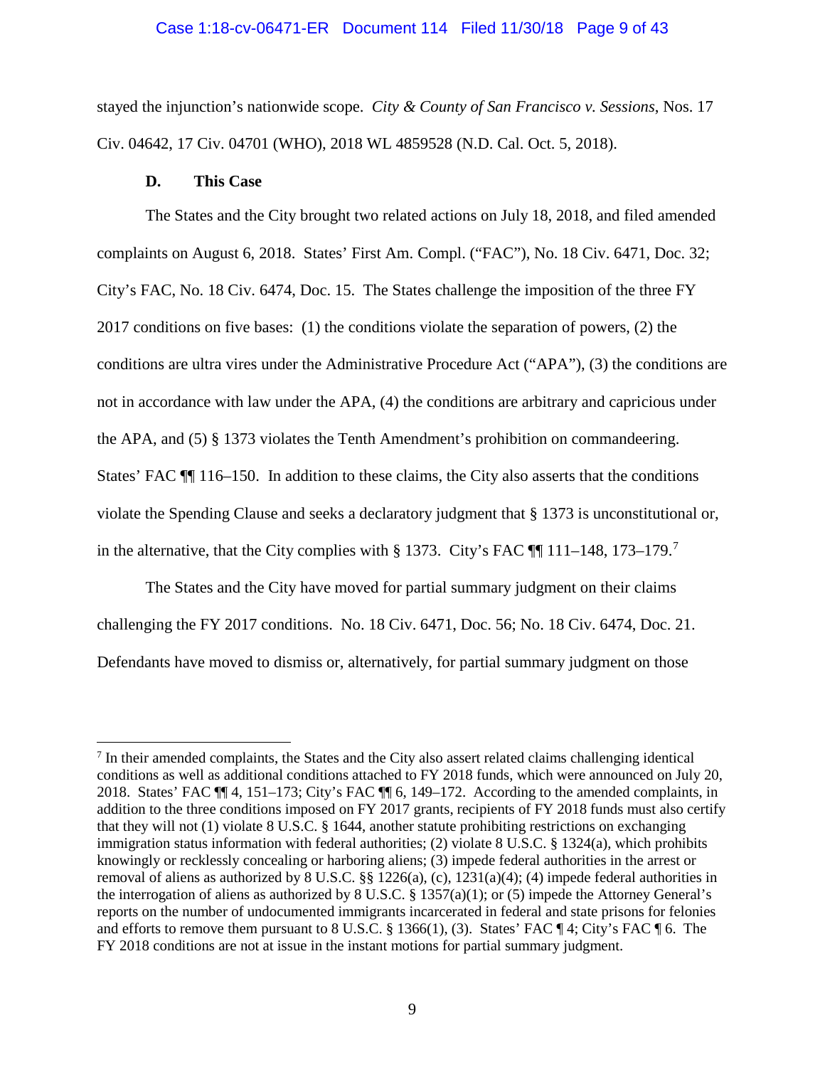stayed the injunction's nationwide scope. *City & County of San Francisco v. Sessions*, Nos. 17 Civ. 04642, 17 Civ. 04701 (WHO), 2018 WL 4859528 (N.D. Cal. Oct. 5, 2018).

### D. This Case

The States and the City brought two related actions on July 18, 2018, and filed amended complaints on August 6, 2018. States' First Am. Compl. ("FAC"), No. 18 Civ. 6471, Doc. 32; City's FAC, No. 18 Civ. 6474, Doc. 15. The States challenge the imposition of the three FY 2017 conditions on five bases: (1) the conditions violate the separation of powers, (2) the conditions are ultra vires under the Administrative Procedure Act ("APA"), (3) the conditions are not in accordance with law under the APA, (4) the conditions are arbitrary and capricious under the APA, and (5) § 1373 violates the Tenth Amendment's prohibition on commandeering. States' FAC ¶¶ 116–150. In addition to these claims, the City also asserts that the conditions violate the Spending Clause and seeks a declaratory judgment that § 1373 is unconstitutional or, in the alternative, that the City complies with § 1373. City's FAC ¶¶ 111–148, 173–179.[7]

The States and the City have moved for partial summary judgment on their claims challenging the FY 2017 conditions. No. 18 Civ. 6471, Doc. 56; No. 18 Civ. 6474, Doc. 21. Defendants have moved to dismiss or, alternatively, for partial summary judgment on those

---

[7] In their amended complaints, the States and the City also assert related claims challenging identical conditions as well as additional conditions attached to FY 2018 funds, which were announced on July 20, 2018. States' FAC ¶¶ 4, 151–173; City's FAC ¶¶ 6, 149–172. According to the amended complaints, in addition to the three conditions imposed on FY 2017 grants, recipients of FY 2018 funds must also certify that they will not (1) violate 8 U.S.C. § 1644, another statute prohibiting restrictions on exchanging immigration status information with federal authorities; (2) violate 8 U.S.C. § 1324(a), which prohibits knowingly or recklessly concealing or harboring aliens; (3) impede federal authorities in the arrest or removal of aliens as authorized by 8 U.S.C. §§ 1226(a), (c), 1231(a)(4); (4) impede federal authorities in the interrogation of aliens as authorized by 8 U.S.C. § 1357(a)(1); or (5) impede the Attorney General's reports on the number of undocumented immigrants incarcerated in federal and state prisons for felonies and efforts to remove them pursuant to 8 U.S.C. § 1366(1), (3). States' FAC ¶ 4; City's FAC ¶ 6. The FY 2018 conditions are not at issue in the instant motions for partial summary judgment.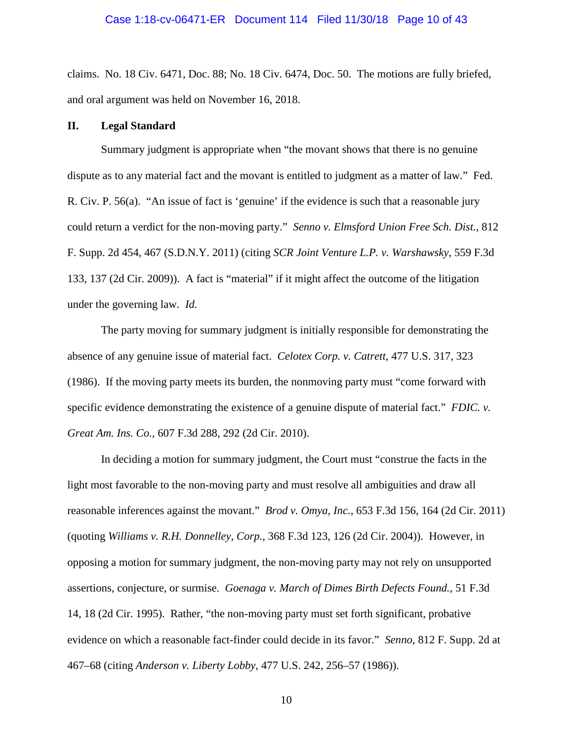claims. No. 18 Civ. 6471, Doc. 88; No. 18 Civ. 6474, Doc. 50. The motions are fully briefed, and oral argument was held on November 16, 2018.

## II. Legal Standard

Summary judgment is appropriate when "the movant shows that there is no genuine dispute as to any material fact and the movant is entitled to judgment as a matter of law." Fed. R. Civ. P. 56(a). "An issue of fact is 'genuine' if the evidence is such that a reasonable jury could return a verdict for the non-moving party." *Senno v. Elmsford Union Free Sch. Dist.*, 812 F. Supp. 2d 454, 467 (S.D.N.Y. 2011) (citing *SCR Joint Venture L.P. v. Warshawsky*, 559 F.3d 133, 137 (2d Cir. 2009)). A fact is "material" if it might affect the outcome of the litigation under the governing law. *Id.*

The party moving for summary judgment is initially responsible for demonstrating the absence of any genuine issue of material fact. *Celotex Corp. v. Catrett*, 477 U.S. 317, 323 (1986). If the moving party meets its burden, the nonmoving party must "come forward with specific evidence demonstrating the existence of a genuine dispute of material fact." *FDIC. v. Great Am. Ins. Co.*, 607 F.3d 288, 292 (2d Cir. 2010).

In deciding a motion for summary judgment, the Court must "construe the facts in the light most favorable to the non-moving party and must resolve all ambiguities and draw all reasonable inferences against the movant." *Brod v. Omya, Inc.*, 653 F.3d 156, 164 (2d Cir. 2011) (quoting *Williams v. R.H. Donnelley, Corp.*, 368 F.3d 123, 126 (2d Cir. 2004)). However, in opposing a motion for summary judgment, the non-moving party may not rely on unsupported assertions, conjecture, or surmise. *Goenaga v. March of Dimes Birth Defects Found.*, 51 F.3d 14, 18 (2d Cir. 1995). Rather, "the non-moving party must set forth significant, probative evidence on which a reasonable fact-finder could decide in its favor." *Senno*, 812 F. Supp. 2d at 467–68 (citing *Anderson v. Liberty Lobby*, 477 U.S. 242, 256–57 (1986)).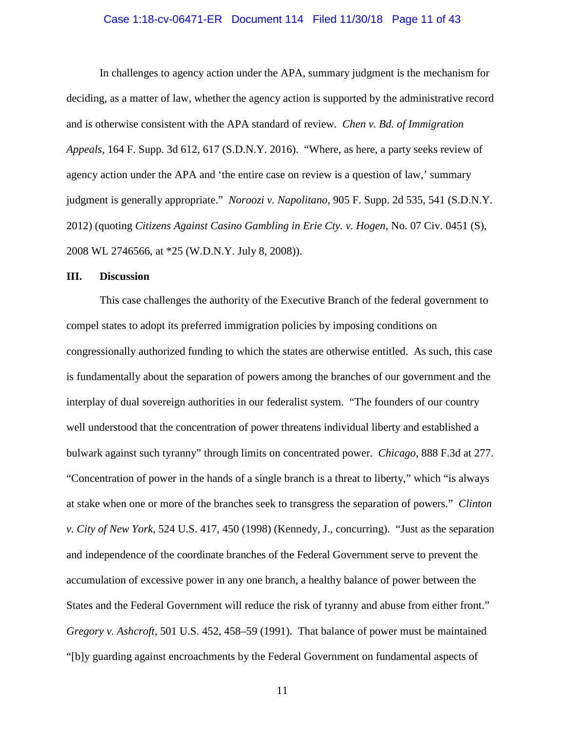In challenges to agency action under the APA, summary judgment is the mechanism for deciding, as a matter of law, whether the agency action is supported by the administrative record and is otherwise consistent with the APA standard of review. *Chen v. Bd. of Immigration Appeals*, 164 F. Supp. 3d 612, 617 (S.D.N.Y. 2016). "Where, as here, a party seeks review of agency action under the APA and 'the entire case on review is a question of law,' summary judgment is generally appropriate." *Noroozi v. Napolitano*, 905 F. Supp. 2d 535, 541 (S.D.N.Y. 2012) (quoting *Citizens Against Casino Gambling in Erie Cty. v. Hogen*, No. 07 Civ. 0451 (S), 2008 WL 2746566, at *25 (W.D.N.Y. July 8, 2008)).

## III. Discussion

This case challenges the authority of the Executive Branch of the federal government to compel states to adopt its preferred immigration policies by imposing conditions on congressionally authorized funding to which the states are otherwise entitled. As such, this case is fundamentally about the separation of powers among the branches of our government and the interplay of dual sovereign authorities in our federalist system. "The founders of our country well understood that the concentration of power threatens individual liberty and established a bulwark against such tyranny" through limits on concentrated power. *Chicago*, 888 F.3d at 277. "Concentration of power in the hands of a single branch is a threat to liberty," which "is always at stake when one or more of the branches seek to transgress the separation of powers." *Clinton v. City of New York*, 524 U.S. 417, 450 (1998) (Kennedy, J., concurring). "Just as the separation and independence of the coordinate branches of the Federal Government serve to prevent the accumulation of excessive power in any one branch, a healthy balance of power between the States and the Federal Government will reduce the risk of tyranny and abuse from either front." *Gregory v. Ashcroft*, 501 U.S. 452, 458–59 (1991). That balance of power must be maintained "[b]y guarding against encroachments by the Federal Government on fundamental aspects of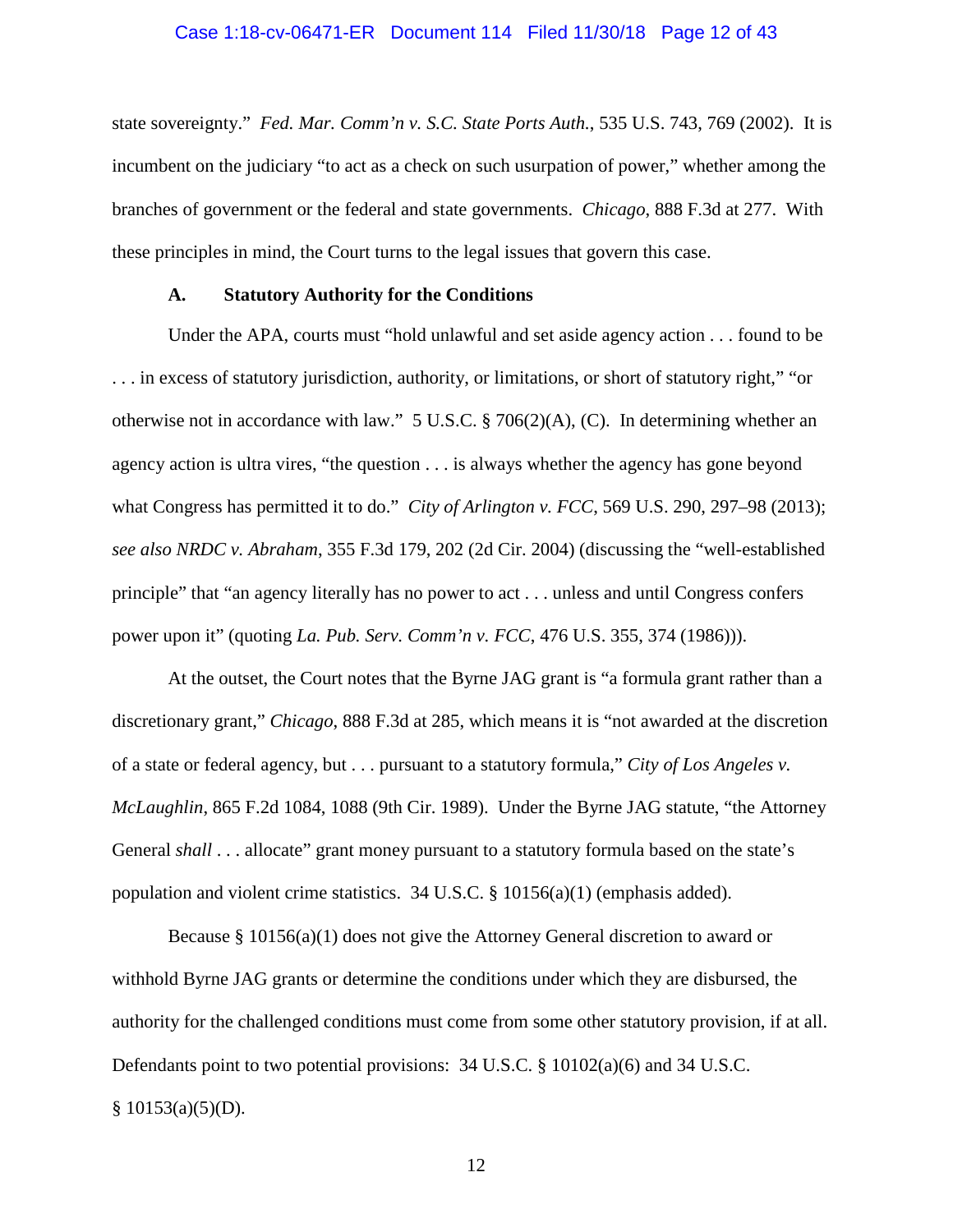state sovereignty." *Fed. Mar. Comm'n v. S.C. State Ports Auth.*, 535 U.S. 743, 769 (2002). It is incumbent on the judiciary "to act as a check on such usurpation of power," whether among the branches of government or the federal and state governments. *Chicago*, 888 F.3d at 277. With these principles in mind, the Court turns to the legal issues that govern this case.

### A. Statutory Authority for the Conditions

Under the APA, courts must "hold unlawful and set aside agency action . . . found to be . . . in excess of statutory jurisdiction, authority, or limitations, or short of statutory right," "or otherwise not in accordance with law." 5 U.S.C. § 706(2)(A), (C). In determining whether an agency action is ultra vires, "the question . . . is always whether the agency has gone beyond what Congress has permitted it to do." *City of Arlington v. FCC*, 569 U.S. 290, 297–98 (2013); *see also NRDC v. Abraham*, 355 F.3d 179, 202 (2d Cir. 2004) (discussing the "well-established principle" that "an agency literally has no power to act . . . unless and until Congress confers power upon it" (quoting *La. Pub. Serv. Comm'n v. FCC*, 476 U.S. 355, 374 (1986))).

At the outset, the Court notes that the Byrne JAG grant is "a formula grant rather than a discretionary grant," *Chicago*, 888 F.3d at 285, which means it is "not awarded at the discretion of a state or federal agency, but . . . pursuant to a statutory formula," *City of Los Angeles v. McLaughlin*, 865 F.2d 1084, 1088 (9th Cir. 1989). Under the Byrne JAG statute, "the Attorney General *shall* . . . allocate" grant money pursuant to a statutory formula based on the state's population and violent crime statistics. 34 U.S.C. § 10156(a)(1) (emphasis added).

Because § 10156(a)(1) does not give the Attorney General discretion to award or withhold Byrne JAG grants or determine the conditions under which they are disbursed, the authority for the challenged conditions must come from some other statutory provision, if at all. Defendants point to two potential provisions: 34 U.S.C. § 10102(a)(6) and 34 U.S.C. § 10153(a)(5)(D).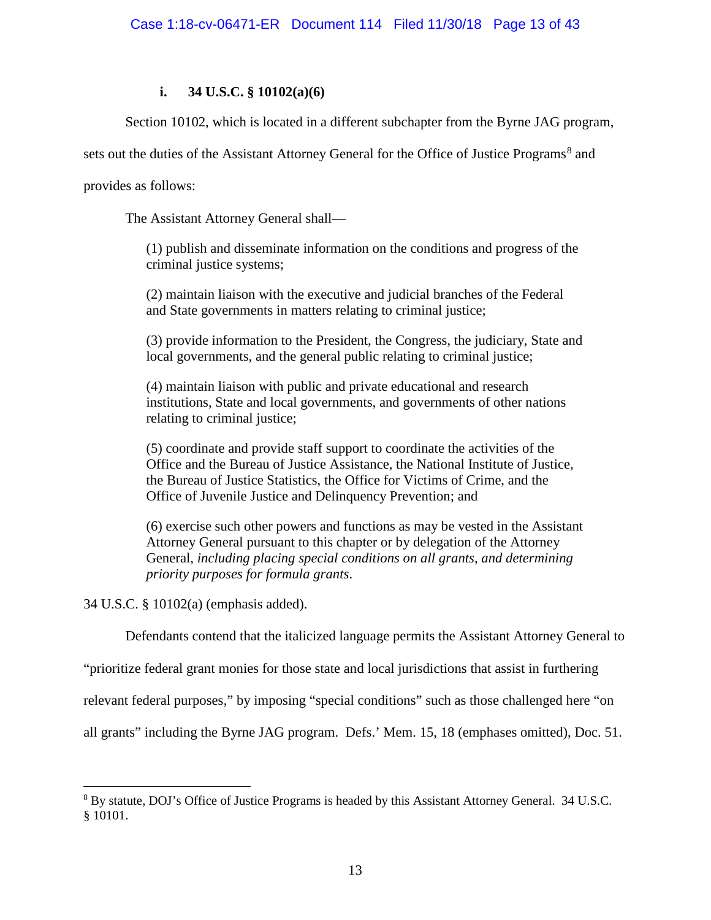#### i. 34 U.S.C. § 10102(a)(6)

Section 10102, which is located in a different subchapter from the Byrne JAG program, sets out the duties of the Assistant Attorney General for the Office of Justice Programs[8] and provides as follows:

> The Assistant Attorney General shall—
>
> (1) publish and disseminate information on the conditions and progress of the criminal justice systems;
>
> (2) maintain liaison with the executive and judicial branches of the Federal and State governments in matters relating to criminal justice;
>
> (3) provide information to the President, the Congress, the judiciary, State and local governments, and the general public relating to criminal justice;
>
> (4) maintain liaison with public and private educational and research institutions, State and local governments, and governments of other nations relating to criminal justice;
>
> (5) coordinate and provide staff support to coordinate the activities of the Office and the Bureau of Justice Assistance, the National Institute of Justice, the Bureau of Justice Statistics, the Office for Victims of Crime, and the Office of Juvenile Justice and Delinquency Prevention; and
>
> (6) exercise such other powers and functions as may be vested in the Assistant Attorney General pursuant to this chapter or by delegation of the Attorney General, *including placing special conditions on all grants, and determining priority purposes for formula grants*.

34 U.S.C. § 10102(a) (emphasis added).

Defendants contend that the italicized language permits the Assistant Attorney General to "prioritize federal grant monies for those state and local jurisdictions that assist in furthering relevant federal purposes," by imposing "special conditions" such as those challenged here "on all grants" including the Byrne JAG program. Defs.' Mem. 15, 18 (emphases omitted), Doc. 51.

---

[8] By statute, DOJ's Office of Justice Programs is headed by this Assistant Attorney General. 34 U.S.C. § 10101.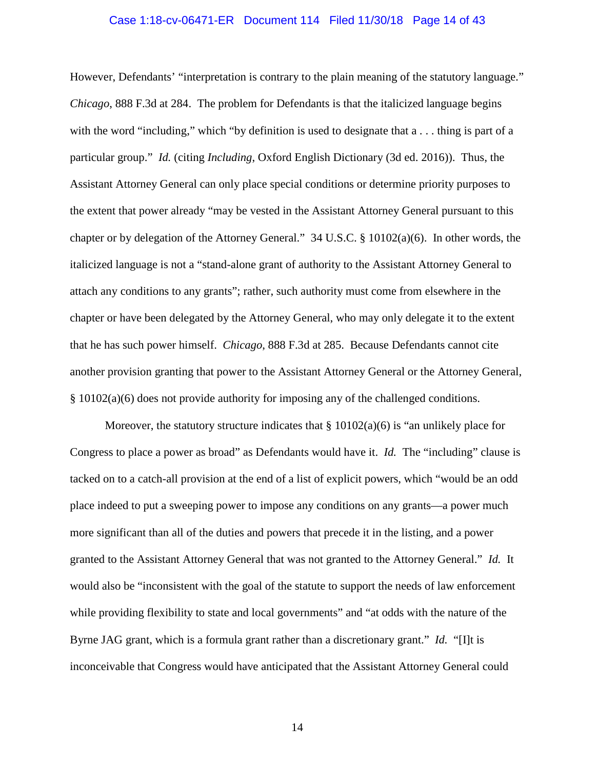However, Defendants' "interpretation is contrary to the plain meaning of the statutory language." *Chicago*, 888 F.3d at 284. The problem for Defendants is that the italicized language begins with the word "including," which "by definition is used to designate that a . . . thing is part of a particular group." *Id.* (citing *Including*, Oxford English Dictionary (3d ed. 2016)). Thus, the Assistant Attorney General can only place special conditions or determine priority purposes to the extent that power already "may be vested in the Assistant Attorney General pursuant to this chapter or by delegation of the Attorney General." 34 U.S.C. § 10102(a)(6). In other words, the italicized language is not a "stand-alone grant of authority to the Assistant Attorney General to attach any conditions to any grants"; rather, such authority must come from elsewhere in the chapter or have been delegated by the Attorney General, who may only delegate it to the extent that he has such power himself. *Chicago*, 888 F.3d at 285. Because Defendants cannot cite another provision granting that power to the Assistant Attorney General or the Attorney General, § 10102(a)(6) does not provide authority for imposing any of the challenged conditions.

Moreover, the statutory structure indicates that § 10102(a)(6) is "an unlikely place for Congress to place a power as broad" as Defendants would have it. *Id.* The "including" clause is tacked on to a catch-all provision at the end of a list of explicit powers, which "would be an odd place indeed to put a sweeping power to impose any conditions on any grants—a power much more significant than all of the duties and powers that precede it in the listing, and a power granted to the Assistant Attorney General that was not granted to the Attorney General." *Id.* It would also be "inconsistent with the goal of the statute to support the needs of law enforcement while providing flexibility to state and local governments" and "at odds with the nature of the Byrne JAG grant, which is a formula grant rather than a discretionary grant." *Id.* "[I]t is inconceivable that Congress would have anticipated that the Assistant Attorney General could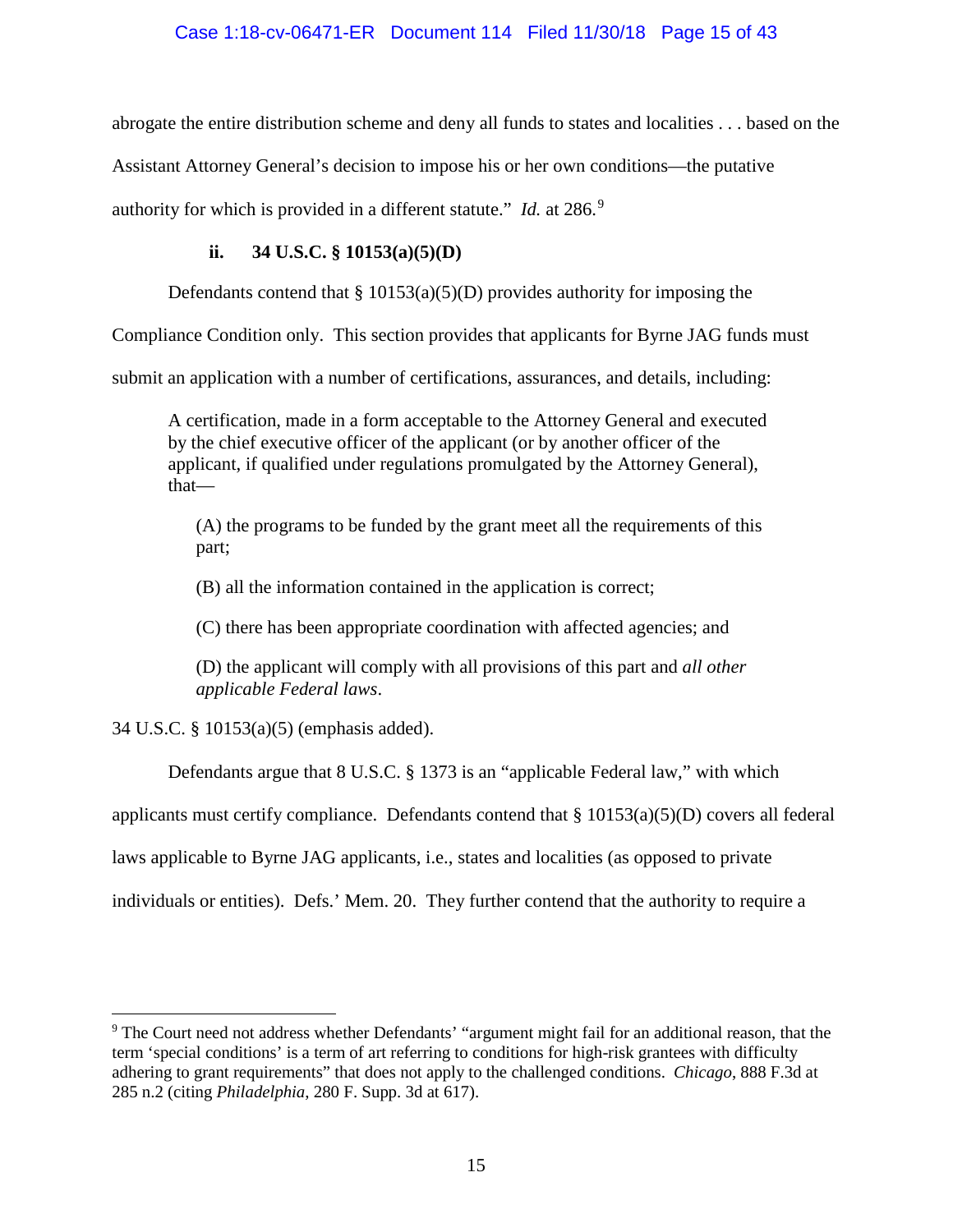abrogate the entire distribution scheme and deny all funds to states and localities . . . based on the Assistant Attorney General's decision to impose his or her own conditions—the putative authority for which is provided in a different statute." *Id.* at 286.[9]

#### ii. 34 U.S.C. § 10153(a)(5)(D)

Defendants contend that § 10153(a)(5)(D) provides authority for imposing the Compliance Condition only. This section provides that applicants for Byrne JAG funds must submit an application with a number of certifications, assurances, and details, including:

> A certification, made in a form acceptable to the Attorney General and executed by the chief executive officer of the applicant (or by another officer of the applicant, if qualified under regulations promulgated by the Attorney General), that—
>
> (A) the programs to be funded by the grant meet all the requirements of this part;
>
> (B) all the information contained in the application is correct;
>
> (C) there has been appropriate coordination with affected agencies; and
>
> (D) the applicant will comply with all provisions of this part and *all other applicable Federal laws*.

34 U.S.C. § 10153(a)(5) (emphasis added).

Defendants argue that 8 U.S.C. § 1373 is an "applicable Federal law," with which applicants must certify compliance. Defendants contend that § 10153(a)(5)(D) covers all federal laws applicable to Byrne JAG applicants, i.e., states and localities (as opposed to private individuals or entities). Defs.' Mem. 20. They further contend that the authority to require a

---

[9] The Court need not address whether Defendants' "argument might fail for an additional reason, that the term 'special conditions' is a term of art referring to conditions for high-risk grantees with difficulty adhering to grant requirements" that does not apply to the challenged conditions. *Chicago*, 888 F.3d at 285 n.2 (citing *Philadelphia*, 280 F. Supp. 3d at 617).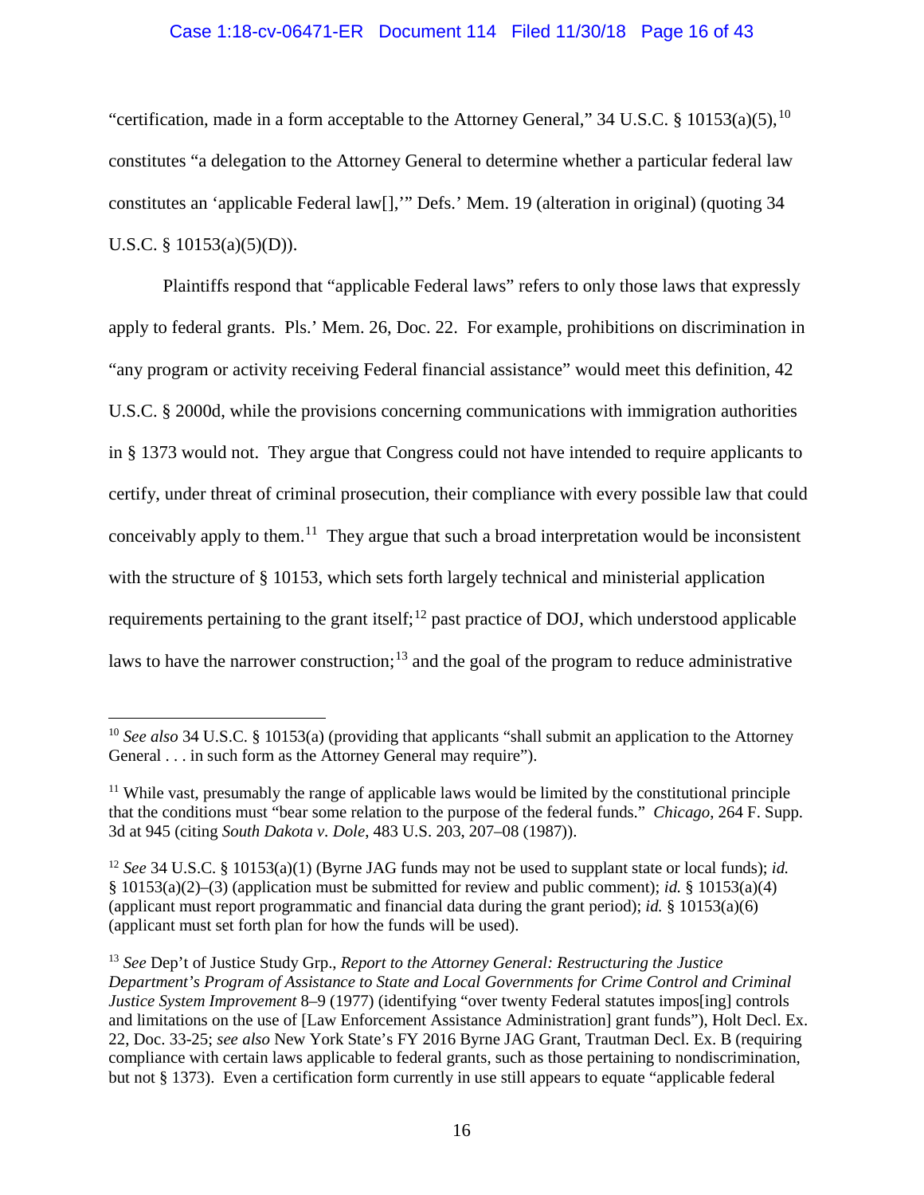"certification, made in a form acceptable to the Attorney General," 34 U.S.C. § 10153(a)(5),[10] constitutes "a delegation to the Attorney General to determine whether a particular federal law constitutes an 'applicable Federal law[],'" Defs.' Mem. 19 (alteration in original) (quoting 34 U.S.C. § 10153(a)(5)(D)).

Plaintiffs respond that "applicable Federal laws" refers to only those laws that expressly apply to federal grants. Pls.' Mem. 26, Doc. 22. For example, prohibitions on discrimination in "any program or activity receiving Federal financial assistance" would meet this definition, 42 U.S.C. § 2000d, while the provisions concerning communications with immigration authorities in § 1373 would not. They argue that Congress could not have intended to require applicants to certify, under threat of criminal prosecution, their compliance with every possible law that could conceivably apply to them.[11] They argue that such a broad interpretation would be inconsistent with the structure of § 10153, which sets forth largely technical and ministerial application requirements pertaining to the grant itself;[12] past practice of DOJ, which understood applicable laws to have the narrower construction;[13] and the goal of the program to reduce administrative

---

[10] *See also* 34 U.S.C. § 10153(a) (providing that applicants "shall submit an application to the Attorney General . . . in such form as the Attorney General may require").

[11] While vast, presumably the range of applicable laws would be limited by the constitutional principle that the conditions must "bear some relation to the purpose of the federal funds." *Chicago*, 264 F. Supp. 3d at 945 (citing *South Dakota v. Dole*, 483 U.S. 203, 207–08 (1987)).

[12] *See* 34 U.S.C. § 10153(a)(1) (Byrne JAG funds may not be used to supplant state or local funds); *id.* § 10153(a)(2)–(3) (application must be submitted for review and public comment); *id.* § 10153(a)(4) (applicant must report programmatic and financial data during the grant period); *id.* § 10153(a)(6) (applicant must set forth plan for how the funds will be used).

[13] *See* Dep't of Justice Study Grp., *Report to the Attorney General: Restructuring the Justice Department's Program of Assistance to State and Local Governments for Crime Control and Criminal Justice System Improvement* 8–9 (1977) (identifying "over twenty Federal statutes impos[ing] controls and limitations on the use of [Law Enforcement Assistance Administration] grant funds"), Holt Decl. Ex. 22, Doc. 33-25; *see also* New York State's FY 2016 Byrne JAG Grant, Trautman Decl. Ex. B (requiring compliance with certain laws applicable to federal grants, such as those pertaining to nondiscrimination, but not § 1373). Even a certification form currently in use still appears to equate "applicable federal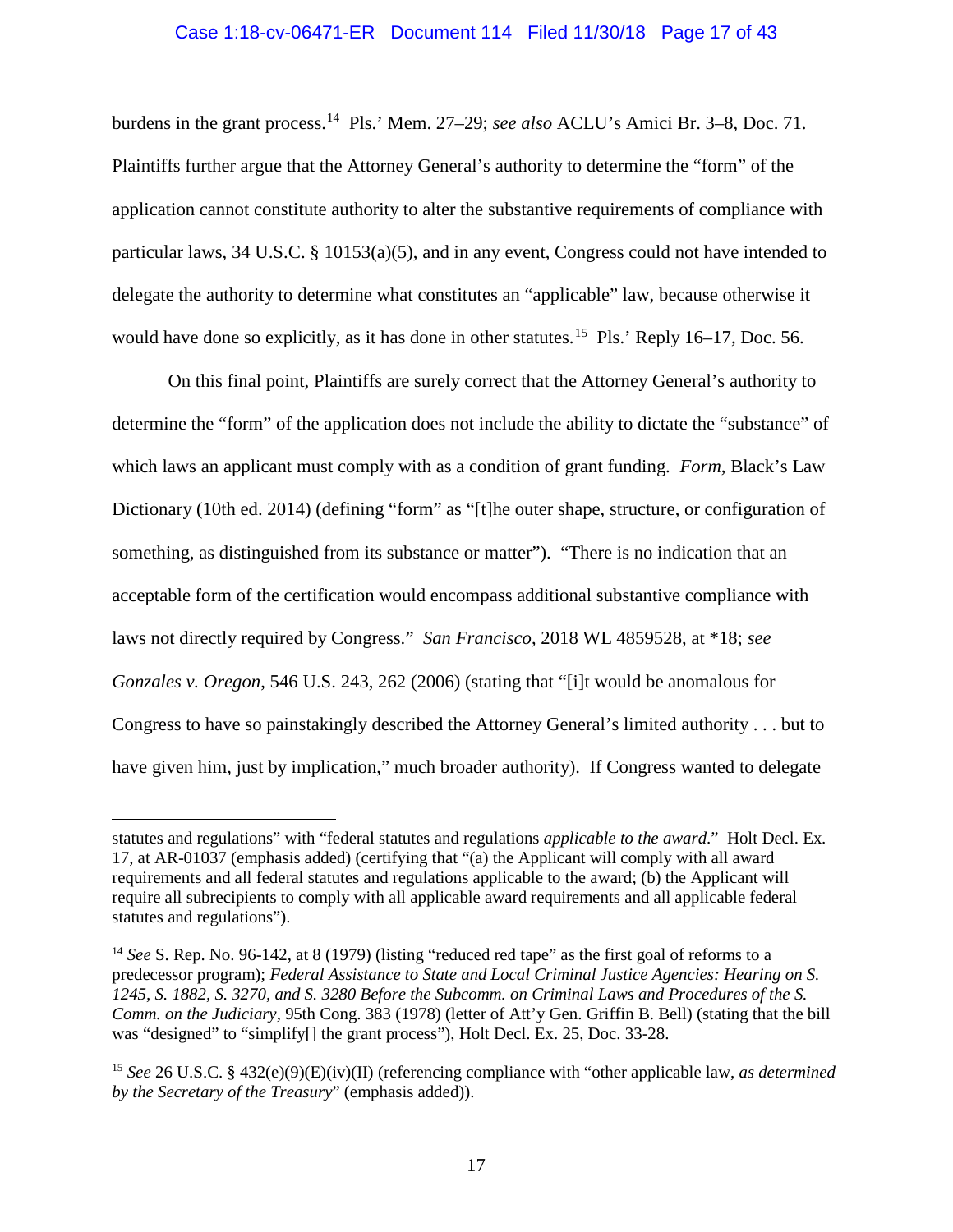burdens in the grant process.[14] Pls.' Mem. 27–29; *see also* ACLU's Amici Br. 3–8, Doc. 71. Plaintiffs further argue that the Attorney General's authority to determine the "form" of the application cannot constitute authority to alter the substantive requirements of compliance with particular laws, 34 U.S.C. § 10153(a)(5), and in any event, Congress could not have intended to delegate the authority to determine what constitutes an "applicable" law, because otherwise it would have done so explicitly, as it has done in other statutes.[15] Pls.' Reply 16–17, Doc. 56.

On this final point, Plaintiffs are surely correct that the Attorney General's authority to determine the "form" of the application does not include the ability to dictate the "substance" of which laws an applicant must comply with as a condition of grant funding. *Form*, Black's Law Dictionary (10th ed. 2014) (defining "form" as "[t]he outer shape, structure, or configuration of something, as distinguished from its substance or matter"). "There is no indication that an acceptable form of the certification would encompass additional substantive compliance with laws not directly required by Congress." *San Francisco*, 2018 WL 4859528, at *18; *see Gonzales v. Oregon*, 546 U.S. 243, 262 (2006) (stating that "[i]t would be anomalous for Congress to have so painstakingly described the Attorney General's limited authority . . . but to have given him, just by implication," much broader authority). If Congress wanted to delegate

---

statutes and regulations" with "federal statutes and regulations *applicable to the award*." Holt Decl. Ex. 17, at AR-01037 (emphasis added) (certifying that "(a) the Applicant will comply with all award requirements and all federal statutes and regulations applicable to the award; (b) the Applicant will require all subrecipients to comply with all applicable award requirements and all applicable federal statutes and regulations").

[14] *See* S. Rep. No. 96-142, at 8 (1979) (listing "reduced red tape" as the first goal of reforms to a predecessor program); *Federal Assistance to State and Local Criminal Justice Agencies: Hearing on S. 1245, S. 1882, S. 3270, and S. 3280 Before the Subcomm. on Criminal Laws and Procedures of the S. Comm. on the Judiciary*, 95th Cong. 383 (1978) (letter of Att'y Gen. Griffin B. Bell) (stating that the bill was "designed" to "simplify[] the grant process"), Holt Decl. Ex. 25, Doc. 33-28.

[15] *See* 26 U.S.C. § 432(e)(9)(E)(iv)(II) (referencing compliance with "other applicable law, *as determined by the Secretary of the Treasury*" (emphasis added)).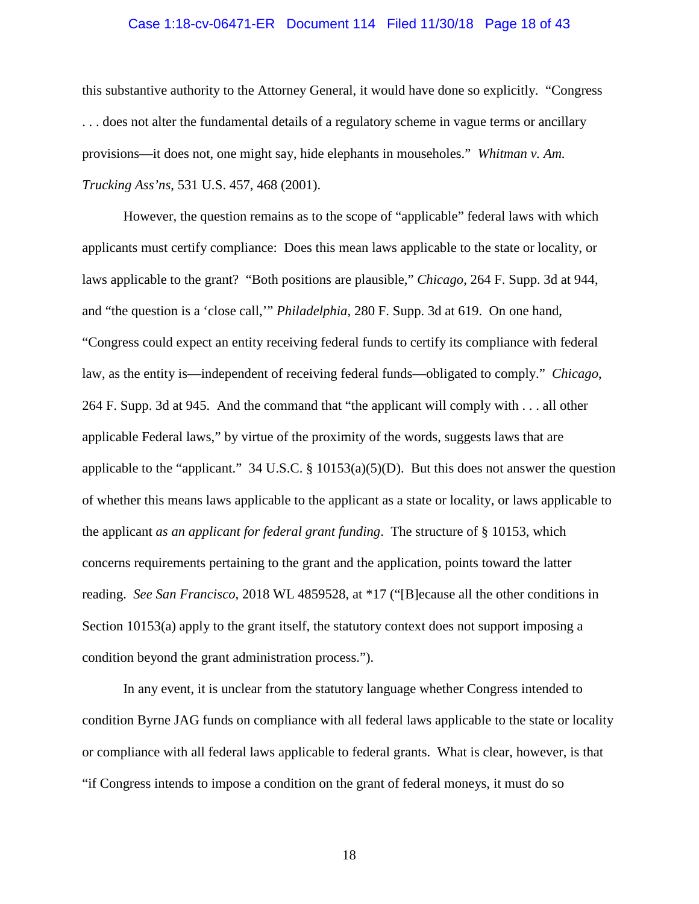this substantive authority to the Attorney General, it would have done so explicitly. "Congress . . . does not alter the fundamental details of a regulatory scheme in vague terms or ancillary provisions—it does not, one might say, hide elephants in mouseholes." *Whitman v. Am. Trucking Ass'ns*, 531 U.S. 457, 468 (2001).

However, the question remains as to the scope of "applicable" federal laws with which applicants must certify compliance: Does this mean laws applicable to the state or locality, or laws applicable to the grant? "Both positions are plausible," *Chicago*, 264 F. Supp. 3d at 944, and "the question is a 'close call,'" *Philadelphia*, 280 F. Supp. 3d at 619. On one hand, "Congress could expect an entity receiving federal funds to certify its compliance with federal law, as the entity is—independent of receiving federal funds—obligated to comply." *Chicago*, 264 F. Supp. 3d at 945. And the command that "the applicant will comply with . . . all other applicable Federal laws," by virtue of the proximity of the words, suggests laws that are applicable to the "applicant." 34 U.S.C. § 10153(a)(5)(D). But this does not answer the question of whether this means laws applicable to the applicant as a state or locality, or laws applicable to the applicant *as an applicant for federal grant funding*. The structure of § 10153, which concerns requirements pertaining to the grant and the application, points toward the latter reading. *See San Francisco*, 2018 WL 4859528, at *17 ("[B]ecause all the other conditions in Section 10153(a) apply to the grant itself, the statutory context does not support imposing a condition beyond the grant administration process.").

In any event, it is unclear from the statutory language whether Congress intended to condition Byrne JAG funds on compliance with all federal laws applicable to the state or locality or compliance with all federal laws applicable to federal grants. What is clear, however, is that "if Congress intends to impose a condition on the grant of federal moneys, it must do so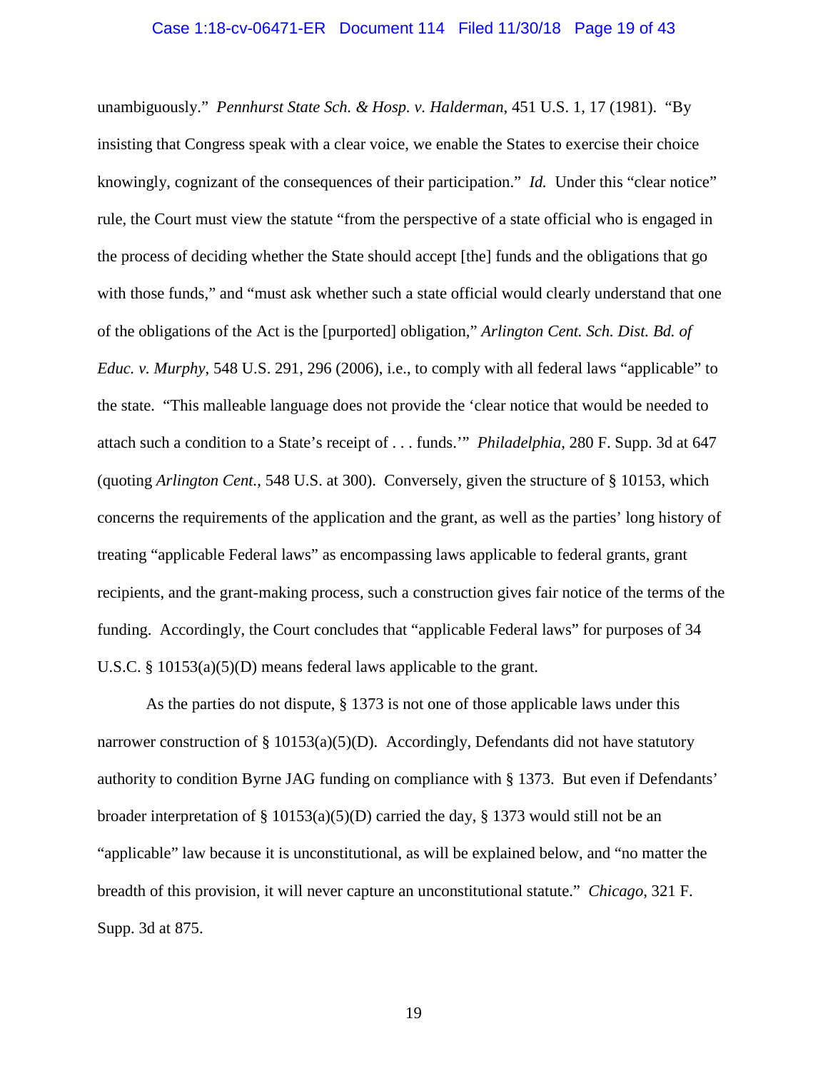unambiguously." *Pennhurst State Sch. & Hosp. v. Halderman*, 451 U.S. 1, 17 (1981). "By insisting that Congress speak with a clear voice, we enable the States to exercise their choice knowingly, cognizant of the consequences of their participation." *Id.* Under this "clear notice" rule, the Court must view the statute "from the perspective of a state official who is engaged in the process of deciding whether the State should accept [the] funds and the obligations that go with those funds," and "must ask whether such a state official would clearly understand that one of the obligations of the Act is the [purported] obligation," *Arlington Cent. Sch. Dist. Bd. of Educ. v. Murphy*, 548 U.S. 291, 296 (2006), i.e., to comply with all federal laws "applicable" to the state. "This malleable language does not provide the 'clear notice that would be needed to attach such a condition to a State's receipt of . . . funds.'" *Philadelphia*, 280 F. Supp. 3d at 647 (quoting *Arlington Cent.*, 548 U.S. at 300). Conversely, given the structure of § 10153, which concerns the requirements of the application and the grant, as well as the parties' long history of treating "applicable Federal laws" as encompassing laws applicable to federal grants, grant recipients, and the grant-making process, such a construction gives fair notice of the terms of the funding. Accordingly, the Court concludes that "applicable Federal laws" for purposes of 34 U.S.C. § 10153(a)(5)(D) means federal laws applicable to the grant.

As the parties do not dispute, § 1373 is not one of those applicable laws under this narrower construction of § 10153(a)(5)(D). Accordingly, Defendants did not have statutory authority to condition Byrne JAG funding on compliance with § 1373. But even if Defendants' broader interpretation of § 10153(a)(5)(D) carried the day, § 1373 would still not be an "applicable" law because it is unconstitutional, as will be explained below, and "no matter the breadth of this provision, it will never capture an unconstitutional statute." *Chicago*, 321 F. Supp. 3d at 875.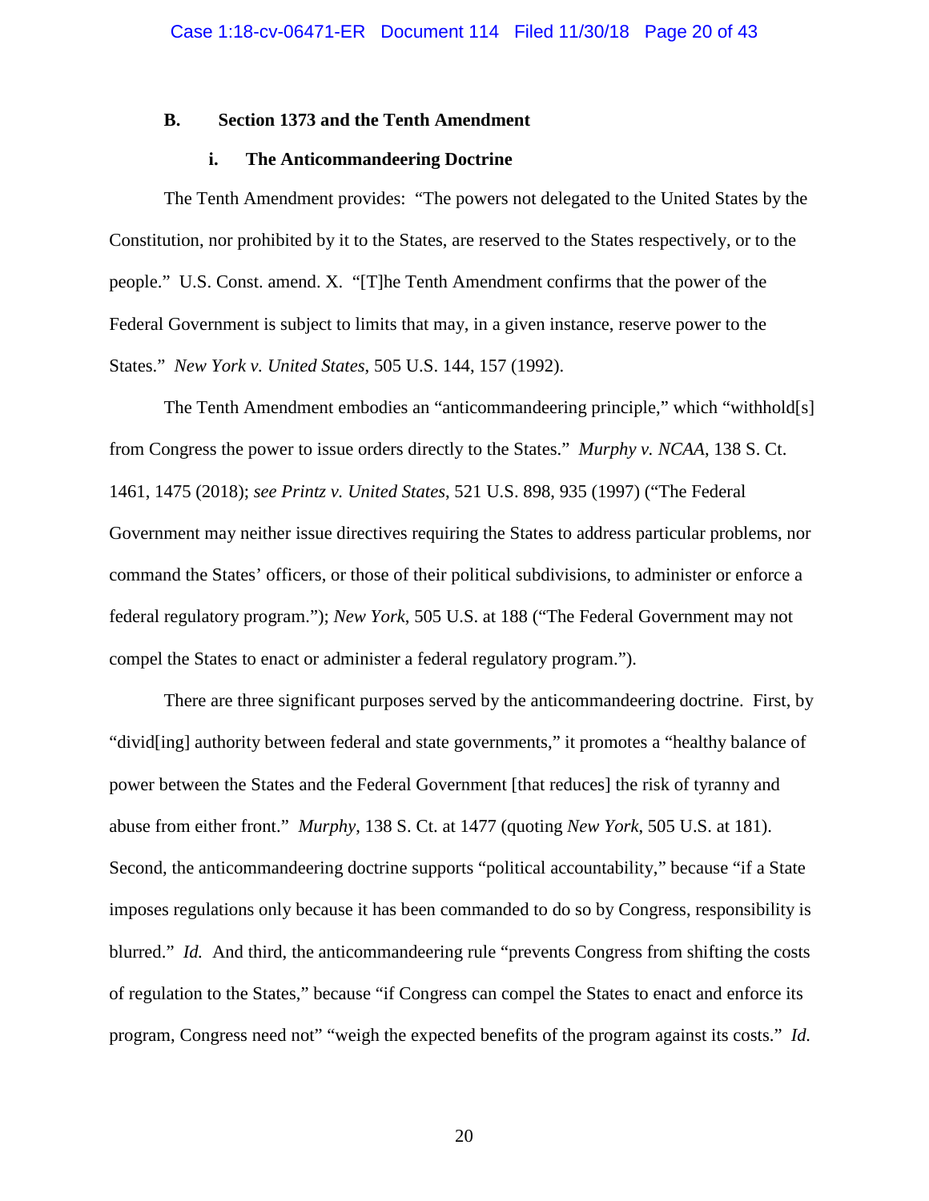### B. Section 1373 and the Tenth Amendment

#### i. The Anticommandeering Doctrine

The Tenth Amendment provides: "The powers not delegated to the United States by the Constitution, nor prohibited by it to the States, are reserved to the States respectively, or to the people." U.S. Const. amend. X. "[T]he Tenth Amendment confirms that the power of the Federal Government is subject to limits that may, in a given instance, reserve power to the States." *New York v. United States*, 505 U.S. 144, 157 (1992).

The Tenth Amendment embodies an "anticommandeering principle," which "withhold[s] from Congress the power to issue orders directly to the States." *Murphy v. NCAA*, 138 S. Ct. 1461, 1475 (2018); *see Printz v. United States*, 521 U.S. 898, 935 (1997) ("The Federal Government may neither issue directives requiring the States to address particular problems, nor command the States' officers, or those of their political subdivisions, to administer or enforce a federal regulatory program."); *New York*, 505 U.S. at 188 ("The Federal Government may not compel the States to enact or administer a federal regulatory program.").

There are three significant purposes served by the anticommandeering doctrine. First, by "divid[ing] authority between federal and state governments," it promotes a "healthy balance of power between the States and the Federal Government [that reduces] the risk of tyranny and abuse from either front." *Murphy*, 138 S. Ct. at 1477 (quoting *New York*, 505 U.S. at 181). Second, the anticommandeering doctrine supports "political accountability," because "if a State imposes regulations only because it has been commanded to do so by Congress, responsibility is blurred." *Id.* And third, the anticommandeering rule "prevents Congress from shifting the costs of regulation to the States," because "if Congress can compel the States to enact and enforce its program, Congress need not" "weigh the expected benefits of the program against its costs." *Id.*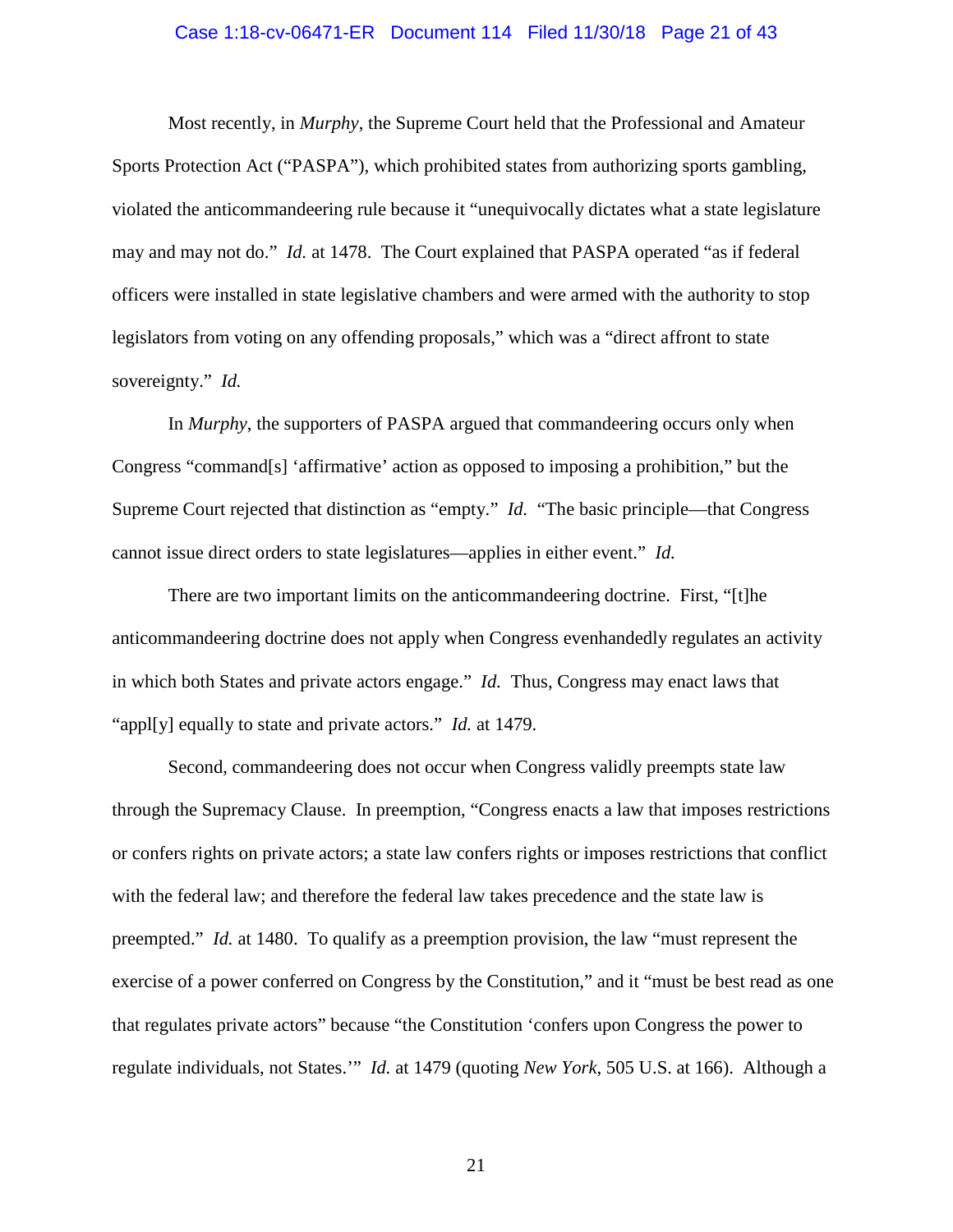Most recently, in *Murphy*, the Supreme Court held that the Professional and Amateur Sports Protection Act ("PASPA"), which prohibited states from authorizing sports gambling, violated the anticommandeering rule because it "unequivocally dictates what a state legislature may and may not do." *Id.* at 1478. The Court explained that PASPA operated "as if federal officers were installed in state legislative chambers and were armed with the authority to stop legislators from voting on any offending proposals," which was a "direct affront to state sovereignty." *Id.*

In *Murphy*, the supporters of PASPA argued that commandeering occurs only when Congress "command[s] 'affirmative' action as opposed to imposing a prohibition," but the Supreme Court rejected that distinction as "empty." *Id.* "The basic principle—that Congress cannot issue direct orders to state legislatures—applies in either event." *Id.*

There are two important limits on the anticommandeering doctrine. First, "[t]he anticommandeering doctrine does not apply when Congress evenhandedly regulates an activity in which both States and private actors engage." *Id.* Thus, Congress may enact laws that "appl[y] equally to state and private actors." *Id.* at 1479.

Second, commandeering does not occur when Congress validly preempts state law through the Supremacy Clause. In preemption, "Congress enacts a law that imposes restrictions or confers rights on private actors; a state law confers rights or imposes restrictions that conflict with the federal law; and therefore the federal law takes precedence and the state law is preempted." *Id.* at 1480. To qualify as a preemption provision, the law "must represent the exercise of a power conferred on Congress by the Constitution," and it "must be best read as one that regulates private actors" because "the Constitution 'confers upon Congress the power to regulate individuals, not States.'" *Id.* at 1479 (quoting *New York*, 505 U.S. at 166). Although a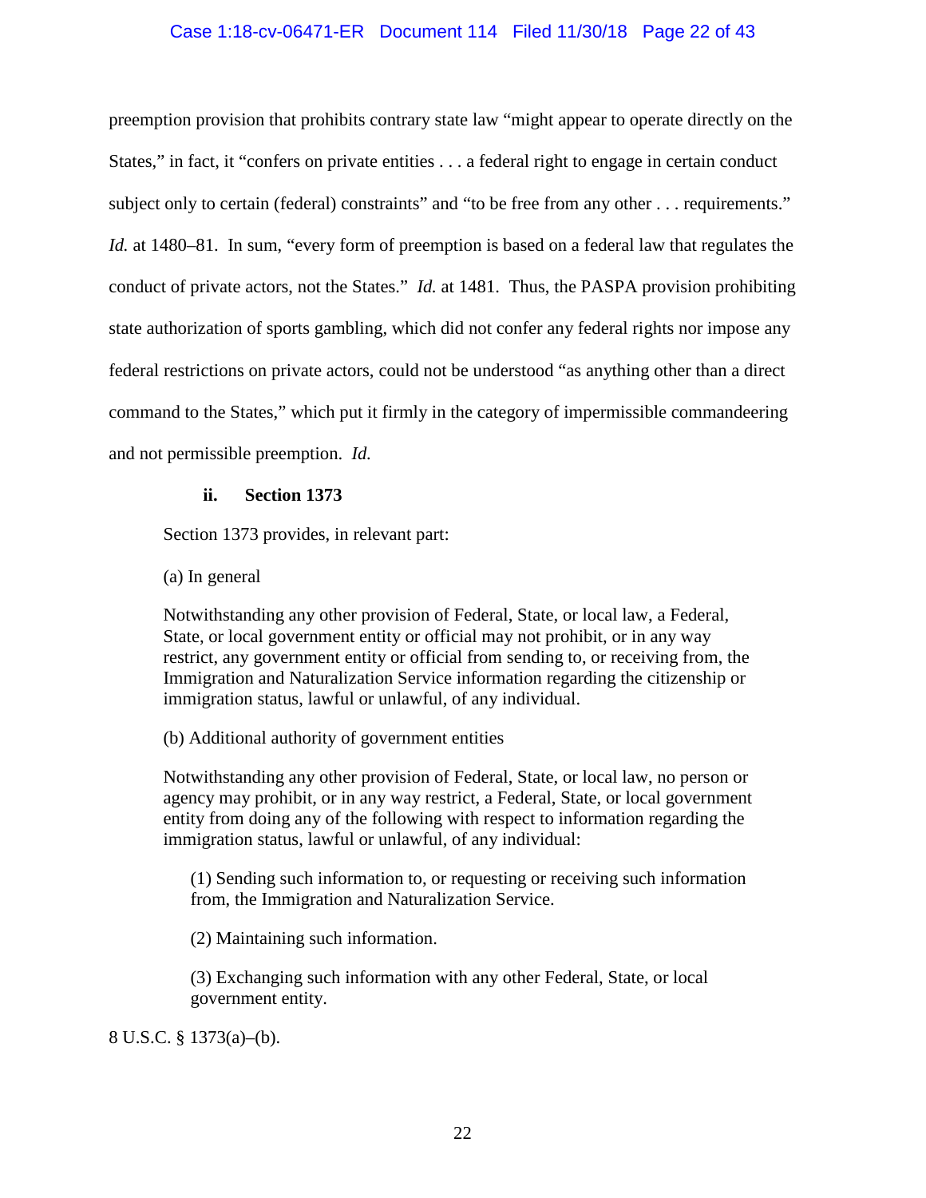preemption provision that prohibits contrary state law "might appear to operate directly on the States," in fact, it "confers on private entities . . . a federal right to engage in certain conduct subject only to certain (federal) constraints" and "to be free from any other . . . requirements." *Id.* at 1480–81. In sum, "every form of preemption is based on a federal law that regulates the conduct of private actors, not the States." *Id.* at 1481. Thus, the PASPA provision prohibiting state authorization of sports gambling, which did not confer any federal rights nor impose any federal restrictions on private actors, could not be understood "as anything other than a direct command to the States," which put it firmly in the category of impermissible commandeering and not permissible preemption. *Id.*

#### ii. Section 1373

Section 1373 provides, in relevant part:

> (a) In general
>
> Notwithstanding any other provision of Federal, State, or local law, a Federal, State, or local government entity or official may not prohibit, or in any way restrict, any government entity or official from sending to, or receiving from, the Immigration and Naturalization Service information regarding the citizenship or immigration status, lawful or unlawful, of any individual.
>
> (b) Additional authority of government entities
>
> Notwithstanding any other provision of Federal, State, or local law, no person or agency may prohibit, or in any way restrict, a Federal, State, or local government entity from doing any of the following with respect to information regarding the immigration status, lawful or unlawful, of any individual:
>
> > (1) Sending such information to, or requesting or receiving such information from, the Immigration and Naturalization Service.
> >
> > (2) Maintaining such information.
> >
> > (3) Exchanging such information with any other Federal, State, or local government entity.

8 U.S.C. § 1373(a)–(b).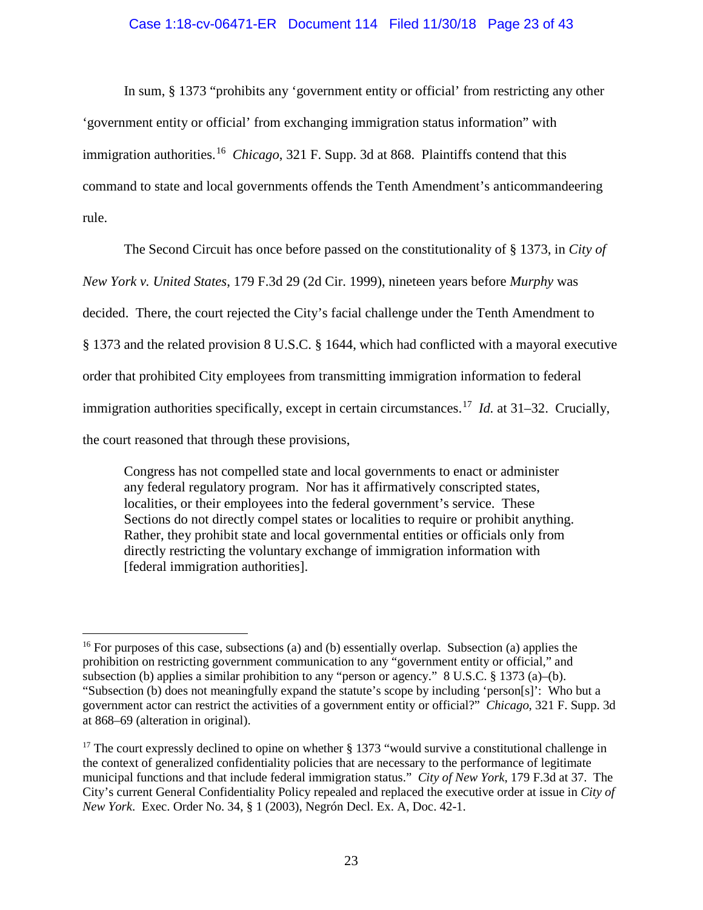In sum, § 1373 "prohibits any 'government entity or official' from restricting any other 'government entity or official' from exchanging immigration status information" with immigration authorities.[16] *Chicago*, 321 F. Supp. 3d at 868. Plaintiffs contend that this command to state and local governments offends the Tenth Amendment's anticommandeering rule.

The Second Circuit has once before passed on the constitutionality of § 1373, in *City of New York v. United States*, 179 F.3d 29 (2d Cir. 1999), nineteen years before *Murphy* was decided. There, the court rejected the City's facial challenge under the Tenth Amendment to § 1373 and the related provision 8 U.S.C. § 1644, which had conflicted with a mayoral executive order that prohibited City employees from transmitting immigration information to federal immigration authorities specifically, except in certain circumstances.[17] *Id.* at 31–32. Crucially, the court reasoned that through these provisions,

> Congress has not compelled state and local governments to enact or administer any federal regulatory program. Nor has it affirmatively conscripted states, localities, or their employees into the federal government's service. These Sections do not directly compel states or localities to require or prohibit anything. Rather, they prohibit state and local governmental entities or officials only from directly restricting the voluntary exchange of immigration information with [federal immigration authorities].

---

[16] For purposes of this case, subsections (a) and (b) essentially overlap. Subsection (a) applies the prohibition on restricting government communication to any "government entity or official," and subsection (b) applies a similar prohibition to any "person or agency." 8 U.S.C. § 1373 (a)–(b). "Subsection (b) does not meaningfully expand the statute's scope by including 'person[s]': Who but a government actor can restrict the activities of a government entity or official?" *Chicago*, 321 F. Supp. 3d at 868–69 (alteration in original).

[17] The court expressly declined to opine on whether § 1373 "would survive a constitutional challenge in the context of generalized confidentiality policies that are necessary to the performance of legitimate municipal functions and that include federal immigration status." *City of New York*, 179 F.3d at 37. The City's current General Confidentiality Policy repealed and replaced the executive order at issue in *City of New York*. Exec. Order No. 34, § 1 (2003), Negrón Decl. Ex. A, Doc. 42-1.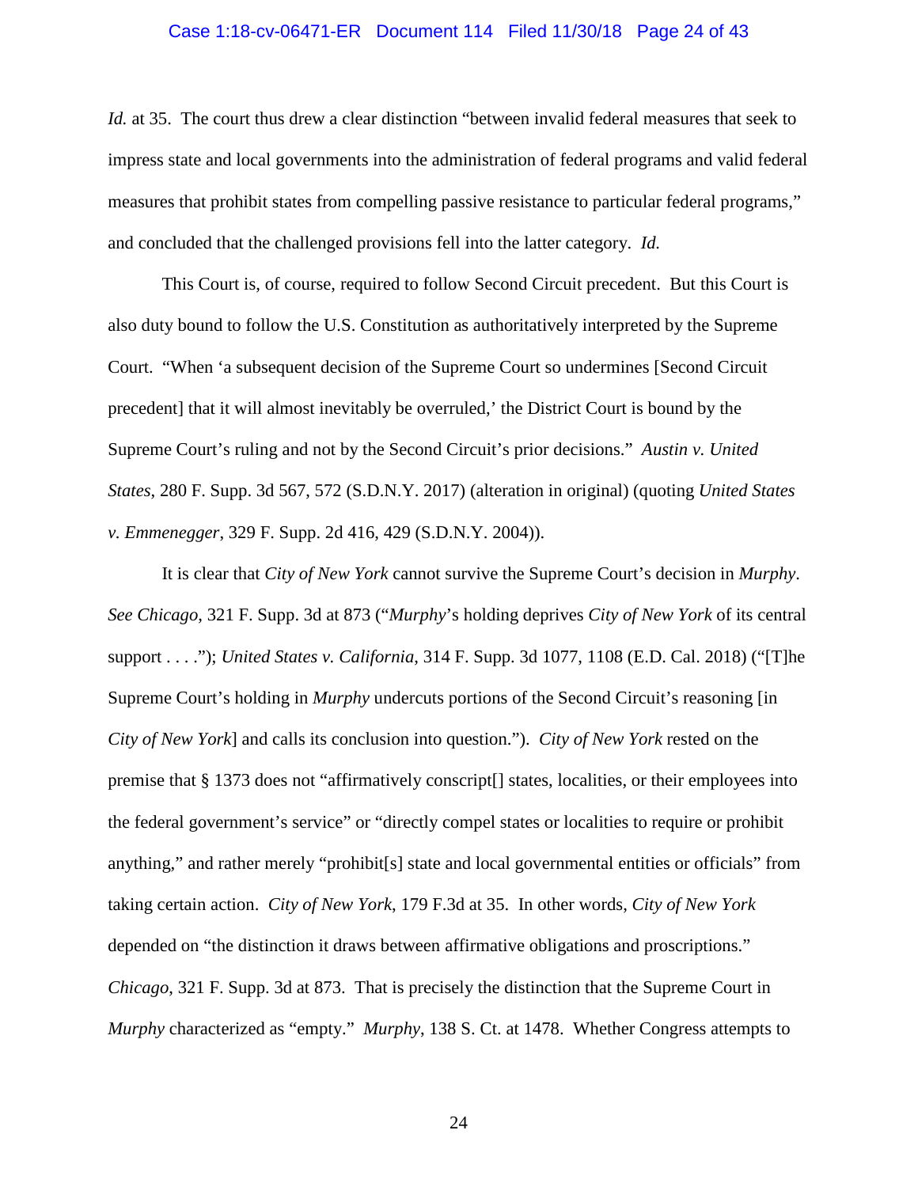*Id.* at 35. The court thus drew a clear distinction "between invalid federal measures that seek to impress state and local governments into the administration of federal programs and valid federal measures that prohibit states from compelling passive resistance to particular federal programs," and concluded that the challenged provisions fell into the latter category. *Id.*

This Court is, of course, required to follow Second Circuit precedent. But this Court is also duty bound to follow the U.S. Constitution as authoritatively interpreted by the Supreme Court. "When 'a subsequent decision of the Supreme Court so undermines [Second Circuit precedent] that it will almost inevitably be overruled,' the District Court is bound by the Supreme Court's ruling and not by the Second Circuit's prior decisions." *Austin v. United States*, 280 F. Supp. 3d 567, 572 (S.D.N.Y. 2017) (alteration in original) (quoting *United States v. Emmenegger*, 329 F. Supp. 2d 416, 429 (S.D.N.Y. 2004)).

It is clear that *City of New York* cannot survive the Supreme Court's decision in *Murphy*. *See Chicago*, 321 F. Supp. 3d at 873 ("*Murphy*'s holding deprives *City of New York* of its central support . . . ."); *United States v. California*, 314 F. Supp. 3d 1077, 1108 (E.D. Cal. 2018) ("[T]he Supreme Court's holding in *Murphy* undercuts portions of the Second Circuit's reasoning [in *City of New York*] and calls its conclusion into question."). *City of New York* rested on the premise that § 1373 does not "affirmatively conscript[] states, localities, or their employees into the federal government's service" or "directly compel states or localities to require or prohibit anything," and rather merely "prohibit[s] state and local governmental entities or officials" from taking certain action. *City of New York*, 179 F.3d at 35. In other words, *City of New York* depended on "the distinction it draws between affirmative obligations and proscriptions." *Chicago*, 321 F. Supp. 3d at 873. That is precisely the distinction that the Supreme Court in *Murphy* characterized as "empty." *Murphy*, 138 S. Ct. at 1478. Whether Congress attempts to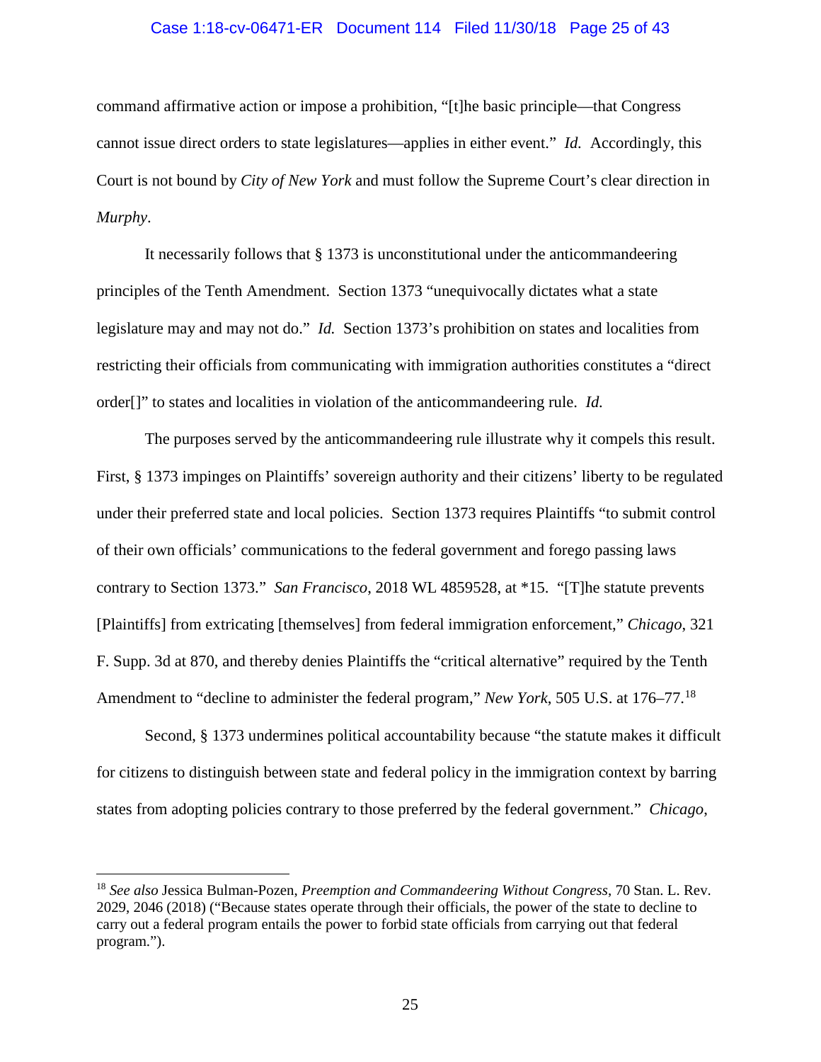command affirmative action or impose a prohibition, "[t]he basic principle—that Congress cannot issue direct orders to state legislatures—applies in either event." *Id.* Accordingly, this Court is not bound by *City of New York* and must follow the Supreme Court's clear direction in *Murphy*.

It necessarily follows that § 1373 is unconstitutional under the anticommandeering principles of the Tenth Amendment. Section 1373 "unequivocally dictates what a state legislature may and may not do." *Id.* Section 1373's prohibition on states and localities from restricting their officials from communicating with immigration authorities constitutes a "direct order[]" to states and localities in violation of the anticommandeering rule. *Id.*

The purposes served by the anticommandeering rule illustrate why it compels this result. First, § 1373 impinges on Plaintiffs' sovereign authority and their citizens' liberty to be regulated under their preferred state and local policies. Section 1373 requires Plaintiffs "to submit control of their own officials' communications to the federal government and forego passing laws contrary to Section 1373." *San Francisco*, 2018 WL 4859528, at *15. "[T]he statute prevents [Plaintiffs] from extricating [themselves] from federal immigration enforcement," *Chicago*, 321 F. Supp. 3d at 870, and thereby denies Plaintiffs the "critical alternative" required by the Tenth Amendment to "decline to administer the federal program," *New York*, 505 U.S. at 176–77.[18]

Second, § 1373 undermines political accountability because "the statute makes it difficult for citizens to distinguish between state and federal policy in the immigration context by barring states from adopting policies contrary to those preferred by the federal government." *Chicago*,

[18] *See also* Jessica Bulman-Pozen, *Preemption and Commandeering Without Congress*, 70 Stan. L. Rev. 2029, 2046 (2018) ("Because states operate through their officials, the power of the state to decline to carry out a federal program entails the power to forbid state officials from carrying out that federal program.").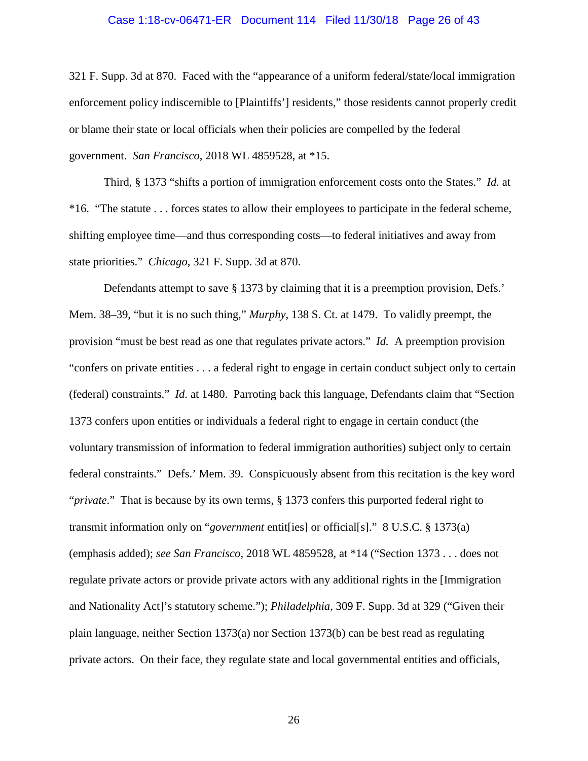321 F. Supp. 3d at 870. Faced with the "appearance of a uniform federal/state/local immigration enforcement policy indiscernible to [Plaintiffs'] residents," those residents cannot properly credit or blame their state or local officials when their policies are compelled by the federal government. *San Francisco*, 2018 WL 4859528, at *15.

Third, § 1373 "shifts a portion of immigration enforcement costs onto the States." *Id.* at *16. "The statute . . . forces states to allow their employees to participate in the federal scheme, shifting employee time—and thus corresponding costs—to federal initiatives and away from state priorities." *Chicago*, 321 F. Supp. 3d at 870.

Defendants attempt to save § 1373 by claiming that it is a preemption provision, Defs.' Mem. 38–39, "but it is no such thing," *Murphy*, 138 S. Ct. at 1479. To validly preempt, the provision "must be best read as one that regulates private actors." *Id.* A preemption provision "confers on private entities . . . a federal right to engage in certain conduct subject only to certain (federal) constraints." *Id.* at 1480. Parroting back this language, Defendants claim that "Section 1373 confers upon entities or individuals a federal right to engage in certain conduct (the voluntary transmission of information to federal immigration authorities) subject only to certain federal constraints." Defs.' Mem. 39. Conspicuously absent from this recitation is the key word "*private*." That is because by its own terms, § 1373 confers this purported federal right to transmit information only on "*government* entit[ies] or official[s]." 8 U.S.C. § 1373(a) (emphasis added); *see San Francisco*, 2018 WL 4859528, at *14 ("Section 1373 . . . does not regulate private actors or provide private actors with any additional rights in the [Immigration and Nationality Act]'s statutory scheme."); *Philadelphia*, 309 F. Supp. 3d at 329 ("Given their plain language, neither Section 1373(a) nor Section 1373(b) can be best read as regulating private actors. On their face, they regulate state and local governmental entities and officials,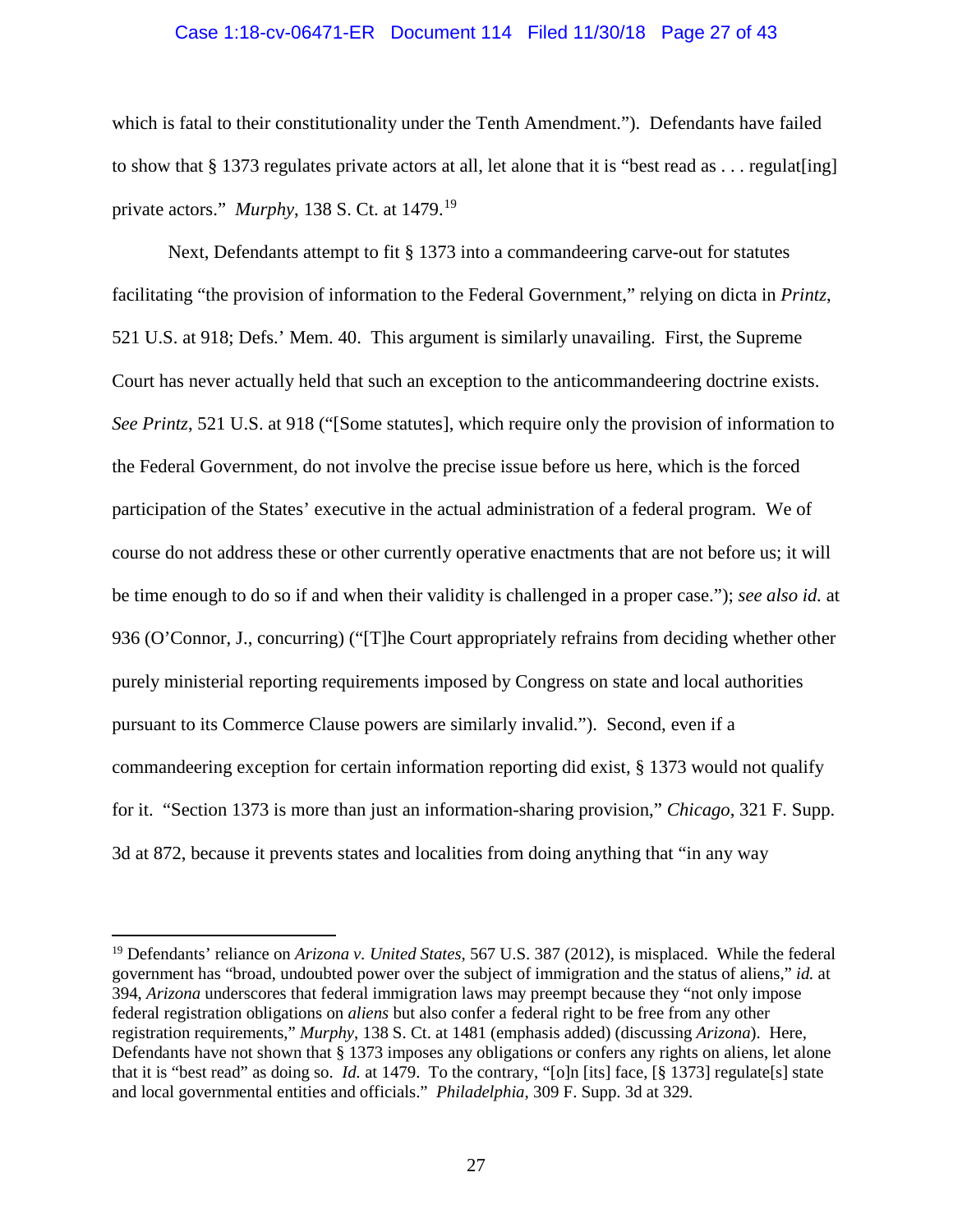which is fatal to their constitutionality under the Tenth Amendment."). Defendants have failed to show that § 1373 regulates private actors at all, let alone that it is "best read as . . . regulat[ing] private actors." *Murphy*, 138 S. Ct. at 1479.[19]

Next, Defendants attempt to fit § 1373 into a commandeering carve-out for statutes facilitating "the provision of information to the Federal Government," relying on dicta in *Printz*, 521 U.S. at 918; Defs.' Mem. 40. This argument is similarly unavailing. First, the Supreme Court has never actually held that such an exception to the anticommandeering doctrine exists. *See Printz*, 521 U.S. at 918 ("[Some statutes], which require only the provision of information to the Federal Government, do not involve the precise issue before us here, which is the forced participation of the States' executive in the actual administration of a federal program. We of course do not address these or other currently operative enactments that are not before us; it will be time enough to do so if and when their validity is challenged in a proper case."); *see also id.* at 936 (O'Connor, J., concurring) ("[T]he Court appropriately refrains from deciding whether other purely ministerial reporting requirements imposed by Congress on state and local authorities pursuant to its Commerce Clause powers are similarly invalid."). Second, even if a commandeering exception for certain information reporting did exist, § 1373 would not qualify for it. "Section 1373 is more than just an information-sharing provision," *Chicago*, 321 F. Supp. 3d at 872, because it prevents states and localities from doing anything that "in any way

---

[19] Defendants' reliance on *Arizona v. United States*, 567 U.S. 387 (2012), is misplaced. While the federal government has "broad, undoubted power over the subject of immigration and the status of aliens," *id.* at 394, *Arizona* underscores that federal immigration laws may preempt because they "not only impose federal registration obligations on *aliens* but also confer a federal right to be free from any other registration requirements," *Murphy*, 138 S. Ct. at 1481 (emphasis added) (discussing *Arizona*). Here, Defendants have not shown that § 1373 imposes any obligations or confers any rights on aliens, let alone that it is "best read" as doing so. *Id.* at 1479. To the contrary, "[o]n [its] face, [§ 1373] regulate[s] state and local governmental entities and officials." *Philadelphia*, 309 F. Supp. 3d at 329.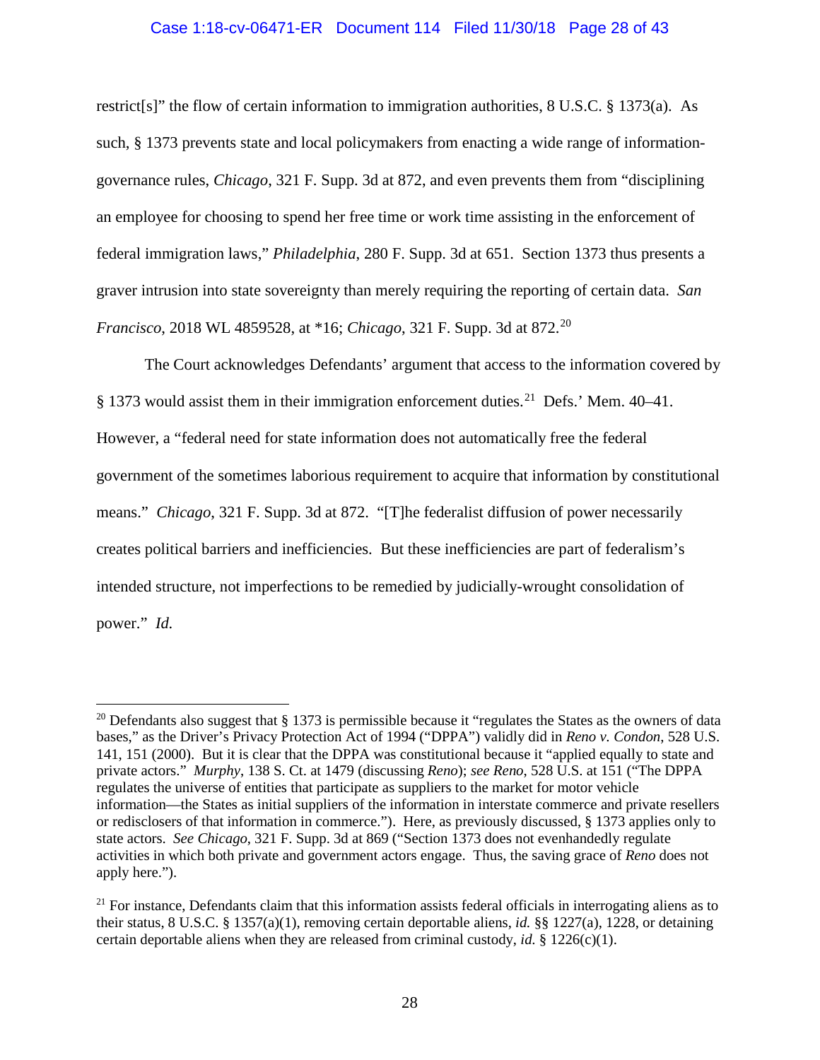restrict[s]" the flow of certain information to immigration authorities, 8 U.S.C. § 1373(a). As such, § 1373 prevents state and local policymakers from enacting a wide range of information-governance rules, *Chicago*, 321 F. Supp. 3d at 872, and even prevents them from "disciplining an employee for choosing to spend her free time or work time assisting in the enforcement of federal immigration laws," *Philadelphia*, 280 F. Supp. 3d at 651. Section 1373 thus presents a graver intrusion into state sovereignty than merely requiring the reporting of certain data. *San Francisco*, 2018 WL 4859528, at *16; *Chicago*, 321 F. Supp. 3d at 872.[20]

The Court acknowledges Defendants' argument that access to the information covered by § 1373 would assist them in their immigration enforcement duties.[21] Defs.' Mem. 40–41. However, a "federal need for state information does not automatically free the federal government of the sometimes laborious requirement to acquire that information by constitutional means." *Chicago*, 321 F. Supp. 3d at 872. "[T]he federalist diffusion of power necessarily creates political barriers and inefficiencies. But these inefficiencies are part of federalism's intended structure, not imperfections to be remedied by judicially-wrought consolidation of power." *Id.*

---

[20] Defendants also suggest that § 1373 is permissible because it "regulates the States as the owners of data bases," as the Driver's Privacy Protection Act of 1994 ("DPPA") validly did in *Reno v. Condon*, 528 U.S. 141, 151 (2000). But it is clear that the DPPA was constitutional because it "applied equally to state and private actors." *Murphy*, 138 S. Ct. at 1479 (discussing *Reno*); *see Reno*, 528 U.S. at 151 ("The DPPA regulates the universe of entities that participate as suppliers to the market for motor vehicle information—the States as initial suppliers of the information in interstate commerce and private resellers or redisclosers of that information in commerce."). Here, as previously discussed, § 1373 applies only to state actors. *See Chicago*, 321 F. Supp. 3d at 869 ("Section 1373 does not evenhandedly regulate activities in which both private and government actors engage. Thus, the saving grace of *Reno* does not apply here.").

[21] For instance, Defendants claim that this information assists federal officials in interrogating aliens as to their status, 8 U.S.C. § 1357(a)(1), removing certain deportable aliens, *id.* §§ 1227(a), 1228, or detaining certain deportable aliens when they are released from criminal custody, *id.* § 1226(c)(1).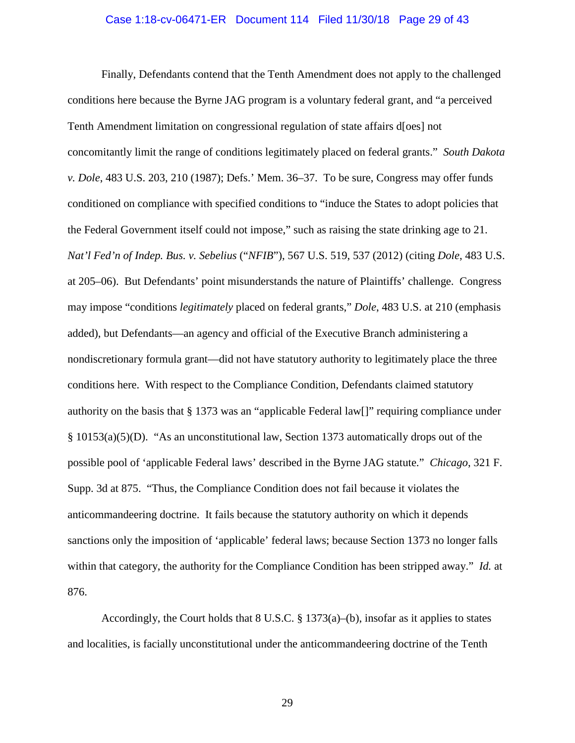Finally, Defendants contend that the Tenth Amendment does not apply to the challenged conditions here because the Byrne JAG program is a voluntary federal grant, and "a perceived Tenth Amendment limitation on congressional regulation of state affairs d[oes] not concomitantly limit the range of conditions legitimately placed on federal grants." *South Dakota v. Dole*, 483 U.S. 203, 210 (1987); Defs.' Mem. 36–37. To be sure, Congress may offer funds conditioned on compliance with specified conditions to "induce the States to adopt policies that the Federal Government itself could not impose," such as raising the state drinking age to 21. *Nat'l Fed'n of Indep. Bus. v. Sebelius* ("*NFIB*"), 567 U.S. 519, 537 (2012) (citing *Dole*, 483 U.S. at 205–06). But Defendants' point misunderstands the nature of Plaintiffs' challenge. Congress may impose "conditions *legitimately* placed on federal grants," *Dole*, 483 U.S. at 210 (emphasis added), but Defendants—an agency and official of the Executive Branch administering a nondiscretionary formula grant—did not have statutory authority to legitimately place the three conditions here. With respect to the Compliance Condition, Defendants claimed statutory authority on the basis that § 1373 was an "applicable Federal law[]" requiring compliance under § 10153(a)(5)(D). "As an unconstitutional law, Section 1373 automatically drops out of the possible pool of 'applicable Federal laws' described in the Byrne JAG statute." *Chicago*, 321 F. Supp. 3d at 875. "Thus, the Compliance Condition does not fail because it violates the anticommandeering doctrine. It fails because the statutory authority on which it depends sanctions only the imposition of 'applicable' federal laws; because Section 1373 no longer falls within that category, the authority for the Compliance Condition has been stripped away." *Id.* at 876.

Accordingly, the Court holds that 8 U.S.C. § 1373(a)–(b), insofar as it applies to states and localities, is facially unconstitutional under the anticommandeering doctrine of the Tenth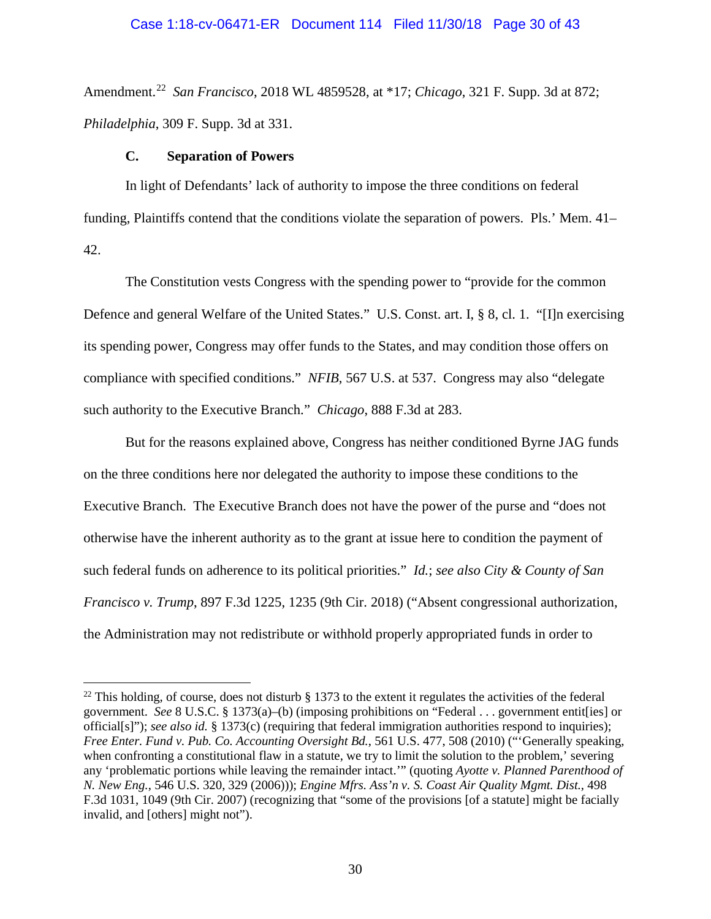Amendment.[22] *San Francisco*, 2018 WL 4859528, at *17; *Chicago*, 321 F. Supp. 3d at 872; *Philadelphia*, 309 F. Supp. 3d at 331.

### C. Separation of Powers

In light of Defendants' lack of authority to impose the three conditions on federal funding, Plaintiffs contend that the conditions violate the separation of powers. Pls.' Mem. 41–42.

The Constitution vests Congress with the spending power to "provide for the common Defence and general Welfare of the United States." U.S. Const. art. I, § 8, cl. 1. "[I]n exercising its spending power, Congress may offer funds to the States, and may condition those offers on compliance with specified conditions." *NFIB*, 567 U.S. at 537. Congress may also "delegate such authority to the Executive Branch." *Chicago*, 888 F.3d at 283.

But for the reasons explained above, Congress has neither conditioned Byrne JAG funds on the three conditions here nor delegated the authority to impose these conditions to the Executive Branch. The Executive Branch does not have the power of the purse and "does not otherwise have the inherent authority as to the grant at issue here to condition the payment of such federal funds on adherence to its political priorities." *Id.*; *see also City & County of San Francisco v. Trump*, 897 F.3d 1225, 1235 (9th Cir. 2018) ("Absent congressional authorization, the Administration may not redistribute or withhold properly appropriated funds in order to

---

[22] This holding, of course, does not disturb § 1373 to the extent it regulates the activities of the federal government. *See* 8 U.S.C. § 1373(a)–(b) (imposing prohibitions on "Federal . . . government entit[ies] or official[s]"); *see also id.* § 1373(c) (requiring that federal immigration authorities respond to inquiries); *Free Enter. Fund v. Pub. Co. Accounting Oversight Bd.*, 561 U.S. 477, 508 (2010) ("'Generally speaking, when confronting a constitutional flaw in a statute, we try to limit the solution to the problem,' severing any 'problematic portions while leaving the remainder intact.'" (quoting *Ayotte v. Planned Parenthood of N. New Eng.*, 546 U.S. 320, 329 (2006))); *Engine Mfrs. Ass'n v. S. Coast Air Quality Mgmt. Dist.*, 498 F.3d 1031, 1049 (9th Cir. 2007) (recognizing that "some of the provisions [of a statute] might be facially invalid, and [others] might not").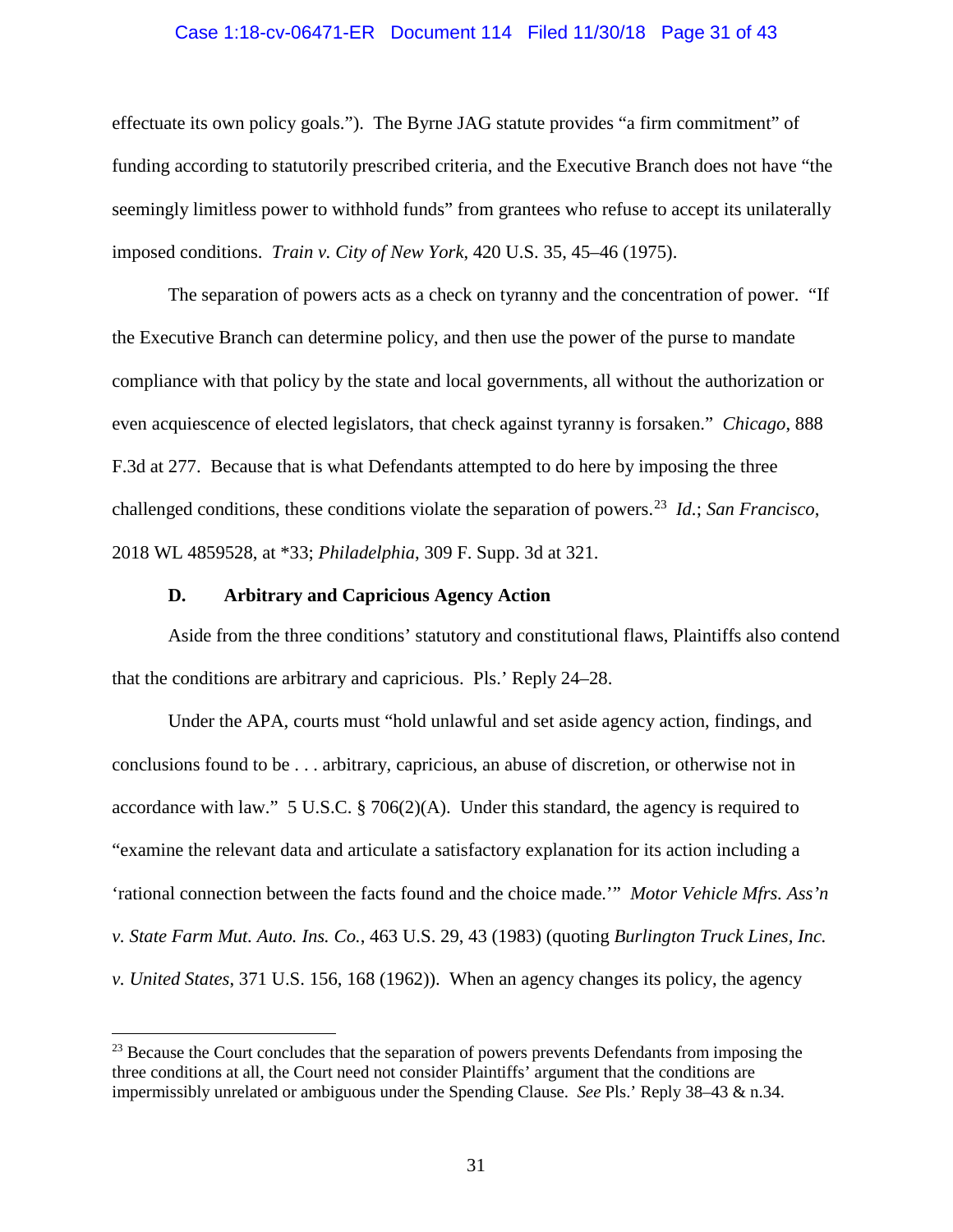effectuate its own policy goals."). The Byrne JAG statute provides "a firm commitment" of funding according to statutorily prescribed criteria, and the Executive Branch does not have "the seemingly limitless power to withhold funds" from grantees who refuse to accept its unilaterally imposed conditions. *Train v. City of New York*, 420 U.S. 35, 45–46 (1975).

The separation of powers acts as a check on tyranny and the concentration of power. "If the Executive Branch can determine policy, and then use the power of the purse to mandate compliance with that policy by the state and local governments, all without the authorization or even acquiescence of elected legislators, that check against tyranny is forsaken." *Chicago*, 888 F.3d at 277. Because that is what Defendants attempted to do here by imposing the three challenged conditions, these conditions violate the separation of powers.[23] *Id.*; *San Francisco*, 2018 WL 4859528, at *33; *Philadelphia*, 309 F. Supp. 3d at 321.

### D. Arbitrary and Capricious Agency Action

Aside from the three conditions' statutory and constitutional flaws, Plaintiffs also contend that the conditions are arbitrary and capricious. Pls.' Reply 24–28.

Under the APA, courts must "hold unlawful and set aside agency action, findings, and conclusions found to be . . . arbitrary, capricious, an abuse of discretion, or otherwise not in accordance with law." 5 U.S.C. § 706(2)(A). Under this standard, the agency is required to "examine the relevant data and articulate a satisfactory explanation for its action including a 'rational connection between the facts found and the choice made.'" *Motor Vehicle Mfrs. Ass'n v. State Farm Mut. Auto. Ins. Co.*, 463 U.S. 29, 43 (1983) (quoting *Burlington Truck Lines, Inc. v. United States*, 371 U.S. 156, 168 (1962)). When an agency changes its policy, the agency

---

[23] Because the Court concludes that the separation of powers prevents Defendants from imposing the three conditions at all, the Court need not consider Plaintiffs' argument that the conditions are impermissibly unrelated or ambiguous under the Spending Clause. *See* Pls.' Reply 38–43 & n.34.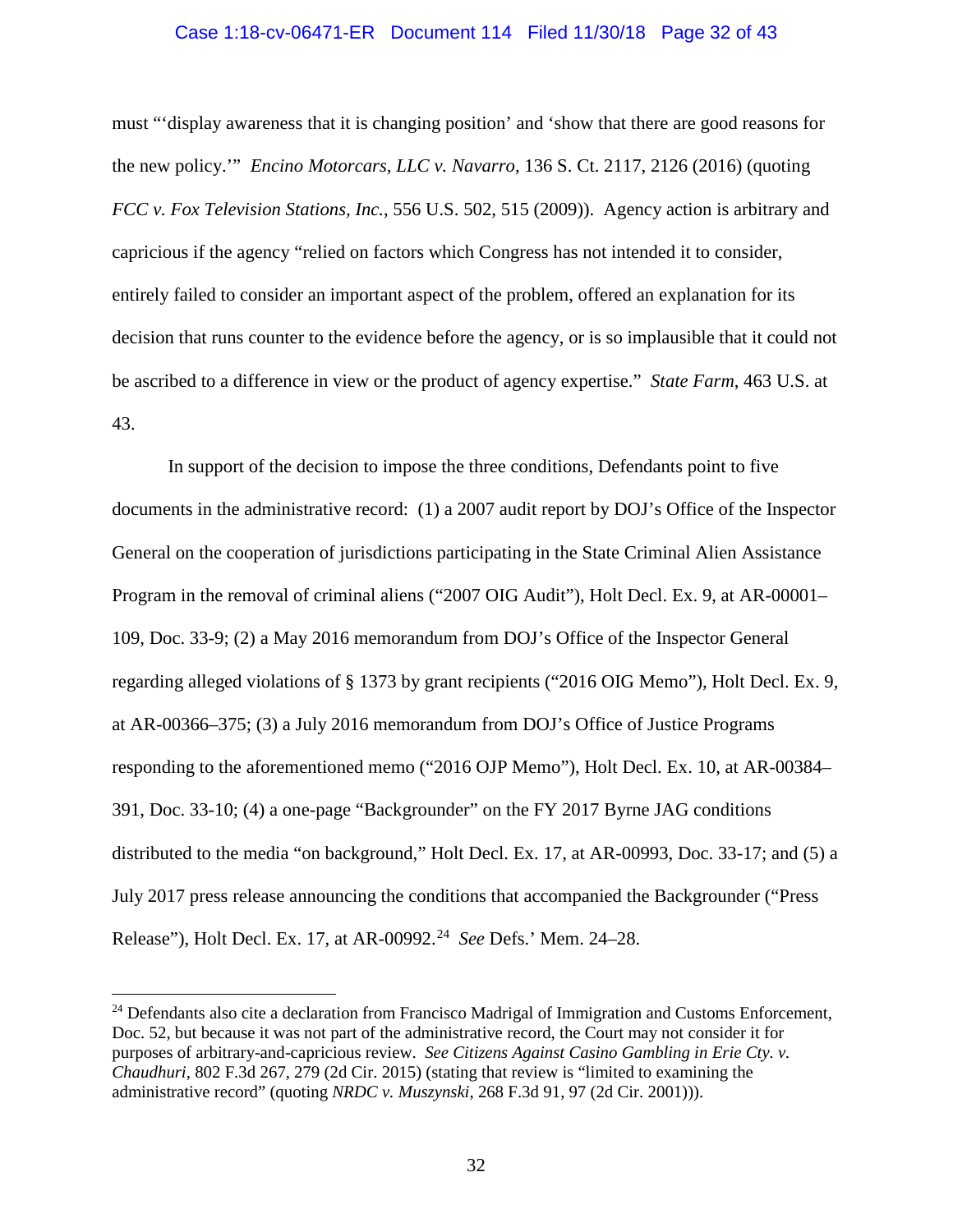must "'display awareness that it is changing position' and 'show that there are good reasons for the new policy.'" *Encino Motorcars, LLC v. Navarro*, 136 S. Ct. 2117, 2126 (2016) (quoting *FCC v. Fox Television Stations, Inc.*, 556 U.S. 502, 515 (2009)). Agency action is arbitrary and capricious if the agency "relied on factors which Congress has not intended it to consider, entirely failed to consider an important aspect of the problem, offered an explanation for its decision that runs counter to the evidence before the agency, or is so implausible that it could not be ascribed to a difference in view or the product of agency expertise." *State Farm*, 463 U.S. at 43.

In support of the decision to impose the three conditions, Defendants point to five documents in the administrative record: (1) a 2007 audit report by DOJ's Office of the Inspector General on the cooperation of jurisdictions participating in the State Criminal Alien Assistance Program in the removal of criminal aliens ("2007 OIG Audit"), Holt Decl. Ex. 9, at AR-00001–109, Doc. 33-9; (2) a May 2016 memorandum from DOJ's Office of the Inspector General regarding alleged violations of § 1373 by grant recipients ("2016 OIG Memo"), Holt Decl. Ex. 9, at AR-00366–375; (3) a July 2016 memorandum from DOJ's Office of Justice Programs responding to the aforementioned memo ("2016 OJP Memo"), Holt Decl. Ex. 10, at AR-00384–391, Doc. 33-10; (4) a one-page "Backgrounder" on the FY 2017 Byrne JAG conditions distributed to the media "on background," Holt Decl. Ex. 17, at AR-00993, Doc. 33-17; and (5) a July 2017 press release announcing the conditions that accompanied the Backgrounder ("Press Release"), Holt Decl. Ex. 17, at AR-00992.[24] *See* Defs.' Mem. 24–28.

[24] Defendants also cite a declaration from Francisco Madrigal of Immigration and Customs Enforcement, Doc. 52, but because it was not part of the administrative record, the Court may not consider it for purposes of arbitrary-and-capricious review. *See Citizens Against Casino Gambling in Erie Cty. v. Chaudhuri*, 802 F.3d 267, 279 (2d Cir. 2015) (stating that review is "limited to examining the administrative record" (quoting *NRDC v. Muszynski*, 268 F.3d 91, 97 (2d Cir. 2001))).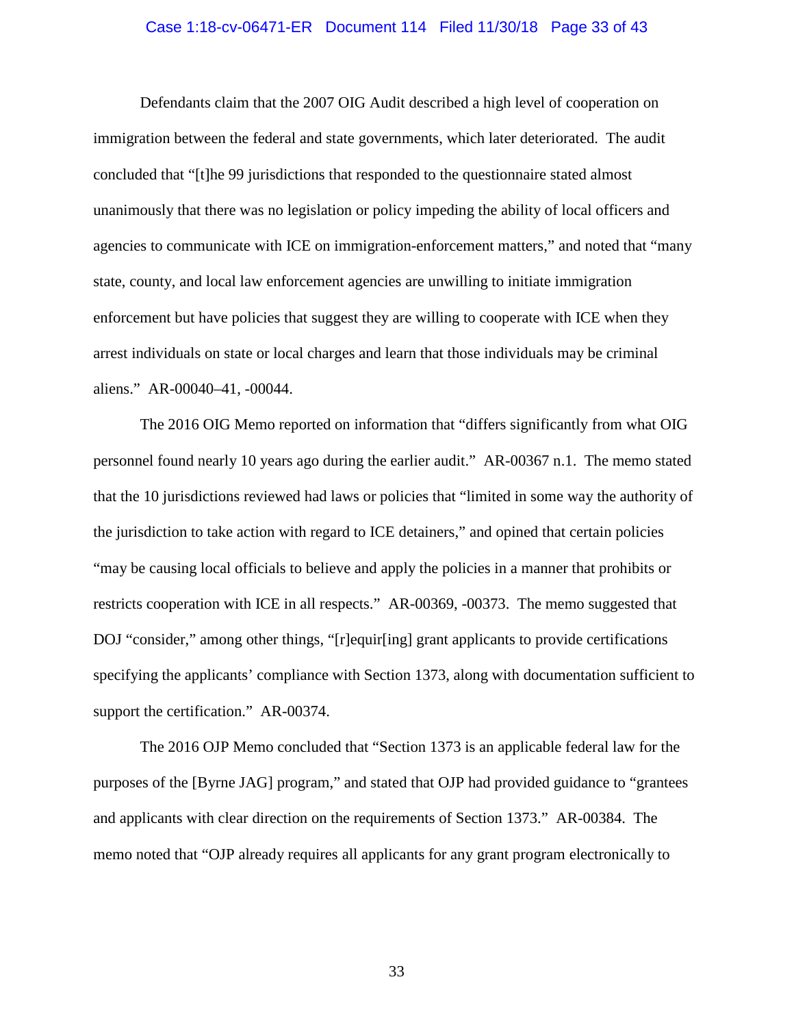Defendants claim that the 2007 OIG Audit described a high level of cooperation on immigration between the federal and state governments, which later deteriorated. The audit concluded that "[t]he 99 jurisdictions that responded to the questionnaire stated almost unanimously that there was no legislation or policy impeding the ability of local officers and agencies to communicate with ICE on immigration-enforcement matters," and noted that "many state, county, and local law enforcement agencies are unwilling to initiate immigration enforcement but have policies that suggest they are willing to cooperate with ICE when they arrest individuals on state or local charges and learn that those individuals may be criminal aliens." AR-00040–41, -00044.

The 2016 OIG Memo reported on information that "differs significantly from what OIG personnel found nearly 10 years ago during the earlier audit." AR-00367 n.1. The memo stated that the 10 jurisdictions reviewed had laws or policies that "limited in some way the authority of the jurisdiction to take action with regard to ICE detainers," and opined that certain policies "may be causing local officials to believe and apply the policies in a manner that prohibits or restricts cooperation with ICE in all respects." AR-00369, -00373. The memo suggested that DOJ "consider," among other things, "[r]equir[ing] grant applicants to provide certifications specifying the applicants' compliance with Section 1373, along with documentation sufficient to support the certification." AR-00374.

The 2016 OJP Memo concluded that "Section 1373 is an applicable federal law for the purposes of the [Byrne JAG] program," and stated that OJP had provided guidance to "grantees and applicants with clear direction on the requirements of Section 1373." AR-00384. The memo noted that "OJP already requires all applicants for any grant program electronically to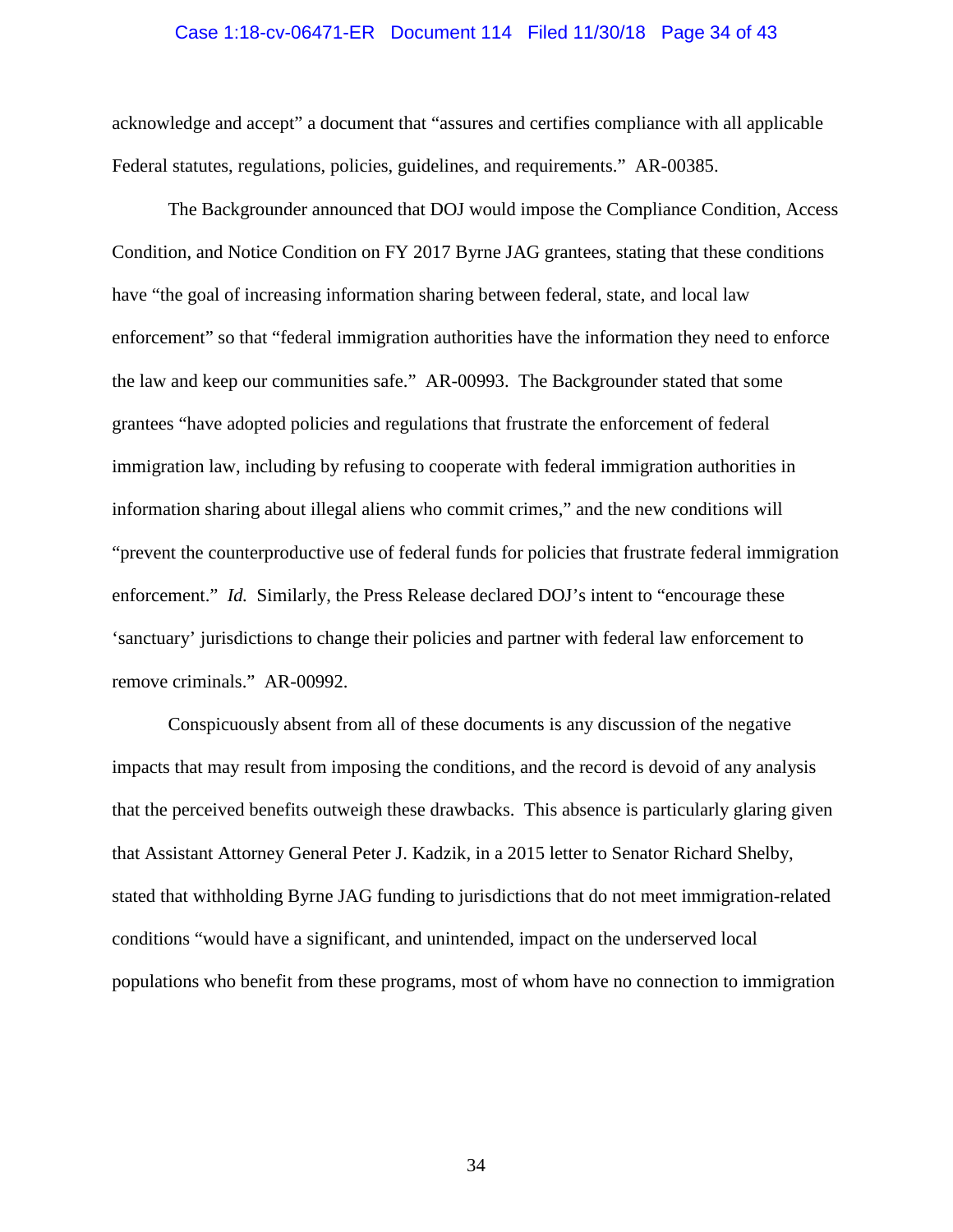acknowledge and accept" a document that "assures and certifies compliance with all applicable Federal statutes, regulations, policies, guidelines, and requirements." AR-00385.

The Backgrounder announced that DOJ would impose the Compliance Condition, Access Condition, and Notice Condition on FY 2017 Byrne JAG grantees, stating that these conditions have "the goal of increasing information sharing between federal, state, and local law enforcement" so that "federal immigration authorities have the information they need to enforce the law and keep our communities safe." AR-00993. The Backgrounder stated that some grantees "have adopted policies and regulations that frustrate the enforcement of federal immigration law, including by refusing to cooperate with federal immigration authorities in information sharing about illegal aliens who commit crimes," and the new conditions will "prevent the counterproductive use of federal funds for policies that frustrate federal immigration enforcement." *Id.* Similarly, the Press Release declared DOJ's intent to "encourage these 'sanctuary' jurisdictions to change their policies and partner with federal law enforcement to remove criminals." AR-00992.

Conspicuously absent from all of these documents is any discussion of the negative impacts that may result from imposing the conditions, and the record is devoid of any analysis that the perceived benefits outweigh these drawbacks. This absence is particularly glaring given that Assistant Attorney General Peter J. Kadzik, in a 2015 letter to Senator Richard Shelby, stated that withholding Byrne JAG funding to jurisdictions that do not meet immigration-related conditions "would have a significant, and unintended, impact on the underserved local populations who benefit from these programs, most of whom have no connection to immigration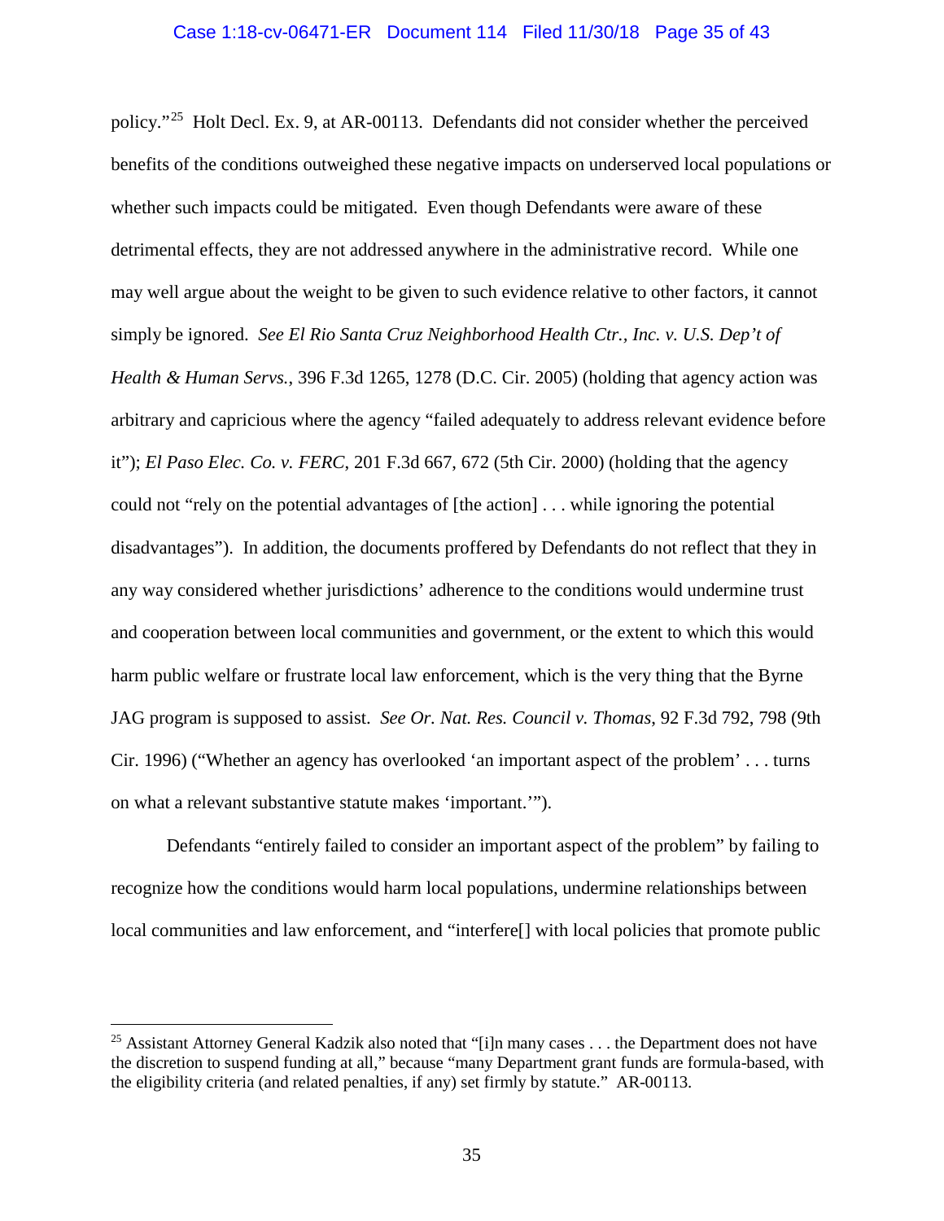policy."[25] Holt Decl. Ex. 9, at AR-00113. Defendants did not consider whether the perceived benefits of the conditions outweighed these negative impacts on underserved local populations or whether such impacts could be mitigated. Even though Defendants were aware of these detrimental effects, they are not addressed anywhere in the administrative record. While one may well argue about the weight to be given to such evidence relative to other factors, it cannot simply be ignored. *See El Rio Santa Cruz Neighborhood Health Ctr., Inc. v. U.S. Dep't of Health & Human Servs.*, 396 F.3d 1265, 1278 (D.C. Cir. 2005) (holding that agency action was arbitrary and capricious where the agency "failed adequately to address relevant evidence before it"); *El Paso Elec. Co. v. FERC*, 201 F.3d 667, 672 (5th Cir. 2000) (holding that the agency could not "rely on the potential advantages of [the action] . . . while ignoring the potential disadvantages"). In addition, the documents proffered by Defendants do not reflect that they in any way considered whether jurisdictions' adherence to the conditions would undermine trust and cooperation between local communities and government, or the extent to which this would harm public welfare or frustrate local law enforcement, which is the very thing that the Byrne JAG program is supposed to assist. *See Or. Nat. Res. Council v. Thomas*, 92 F.3d 792, 798 (9th Cir. 1996) ("Whether an agency has overlooked 'an important aspect of the problem' . . . turns on what a relevant substantive statute makes 'important.'").

Defendants "entirely failed to consider an important aspect of the problem" by failing to recognize how the conditions would harm local populations, undermine relationships between local communities and law enforcement, and "interfere[] with local policies that promote public

---

[25] Assistant Attorney General Kadzik also noted that "[i]n many cases . . . the Department does not have the discretion to suspend funding at all," because "many Department grant funds are formula-based, with the eligibility criteria (and related penalties, if any) set firmly by statute." AR-00113.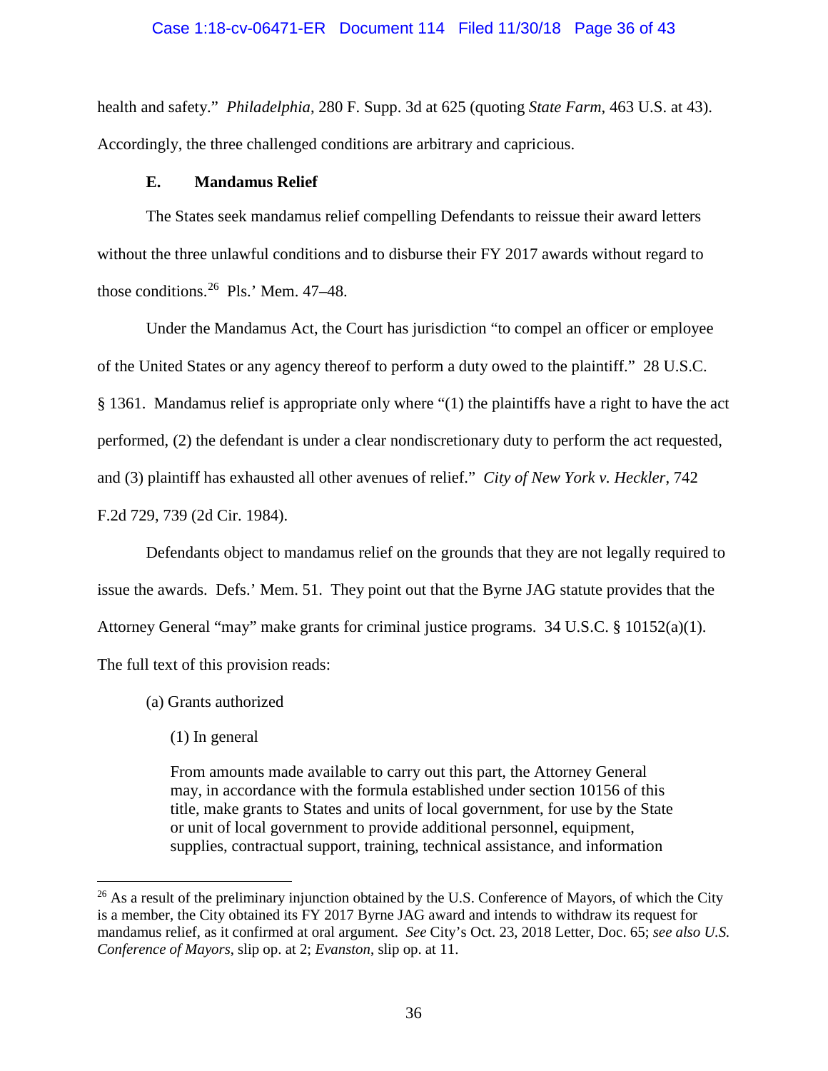health and safety." *Philadelphia*, 280 F. Supp. 3d at 625 (quoting *State Farm*, 463 U.S. at 43). Accordingly, the three challenged conditions are arbitrary and capricious.

### E. Mandamus Relief

The States seek mandamus relief compelling Defendants to reissue their award letters without the three unlawful conditions and to disburse their FY 2017 awards without regard to those conditions.[26] Pls.' Mem. 47–48.

Under the Mandamus Act, the Court has jurisdiction "to compel an officer or employee of the United States or any agency thereof to perform a duty owed to the plaintiff." 28 U.S.C. § 1361. Mandamus relief is appropriate only where "(1) the plaintiffs have a right to have the act performed, (2) the defendant is under a clear nondiscretionary duty to perform the act requested, and (3) plaintiff has exhausted all other avenues of relief." *City of New York v. Heckler*, 742 F.2d 729, 739 (2d Cir. 1984).

Defendants object to mandamus relief on the grounds that they are not legally required to issue the awards. Defs.' Mem. 51. They point out that the Byrne JAG statute provides that the Attorney General "may" make grants for criminal justice programs. 34 U.S.C. § 10152(a)(1). The full text of this provision reads:

> (a) Grants authorized
>
> (1) In general
>
> From amounts made available to carry out this part, the Attorney General may, in accordance with the formula established under section 10156 of this title, make grants to States and units of local government, for use by the State or unit of local government to provide additional personnel, equipment, supplies, contractual support, training, technical assistance, and information

---

[26] As a result of the preliminary injunction obtained by the U.S. Conference of Mayors, of which the City is a member, the City obtained its FY 2017 Byrne JAG award and intends to withdraw its request for mandamus relief, as it confirmed at oral argument. *See* City's Oct. 23, 2018 Letter, Doc. 65; *see also U.S. Conference of Mayors*, slip op. at 2; *Evanston*, slip op. at 11.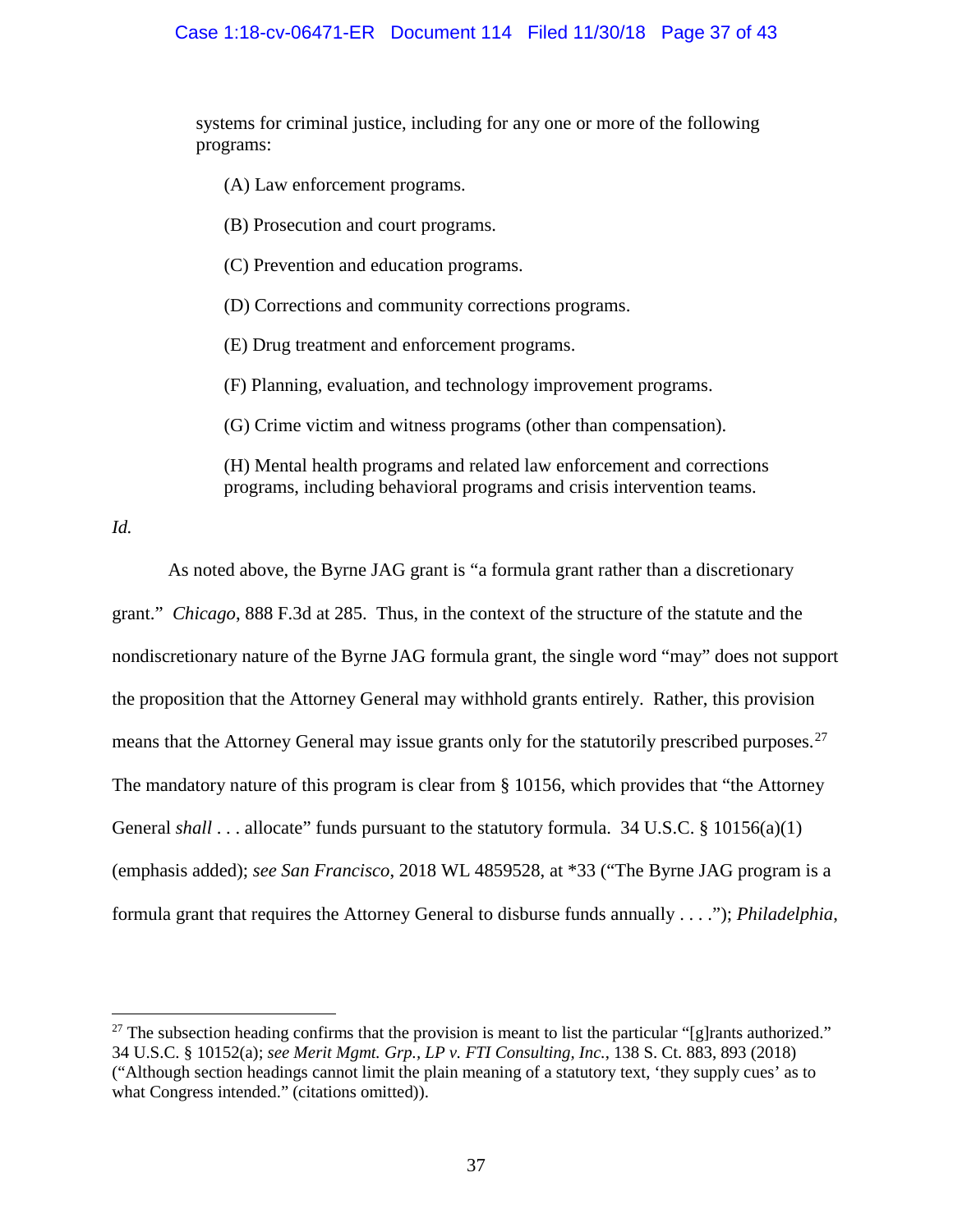systems for criminal justice, including for any one or more of the following programs:

> (A) Law enforcement programs.
>
> (B) Prosecution and court programs.
>
> (C) Prevention and education programs.
>
> (D) Corrections and community corrections programs.
>
> (E) Drug treatment and enforcement programs.
>
> (F) Planning, evaluation, and technology improvement programs.
>
> (G) Crime victim and witness programs (other than compensation).
>
> (H) Mental health programs and related law enforcement and corrections programs, including behavioral programs and crisis intervention teams.

*Id.*

As noted above, the Byrne JAG grant is "a formula grant rather than a discretionary grant." *Chicago*, 888 F.3d at 285. Thus, in the context of the structure of the statute and the nondiscretionary nature of the Byrne JAG formula grant, the single word "may" does not support the proposition that the Attorney General may withhold grants entirely. Rather, this provision means that the Attorney General may issue grants only for the statutorily prescribed purposes.[27] The mandatory nature of this program is clear from § 10156, which provides that "the Attorney General *shall* . . . allocate" funds pursuant to the statutory formula. 34 U.S.C. § 10156(a)(1) (emphasis added); *see San Francisco*, 2018 WL 4859528, at *33 ("The Byrne JAG program is a formula grant that requires the Attorney General to disburse funds annually . . . ."); *Philadelphia*,

---

[27] The subsection heading confirms that the provision is meant to list the particular "[g]rants authorized." 34 U.S.C. § 10152(a); *see Merit Mgmt. Grp., LP v. FTI Consulting, Inc.*, 138 S. Ct. 883, 893 (2018) ("Although section headings cannot limit the plain meaning of a statutory text, 'they supply cues' as to what Congress intended." (citations omitted)).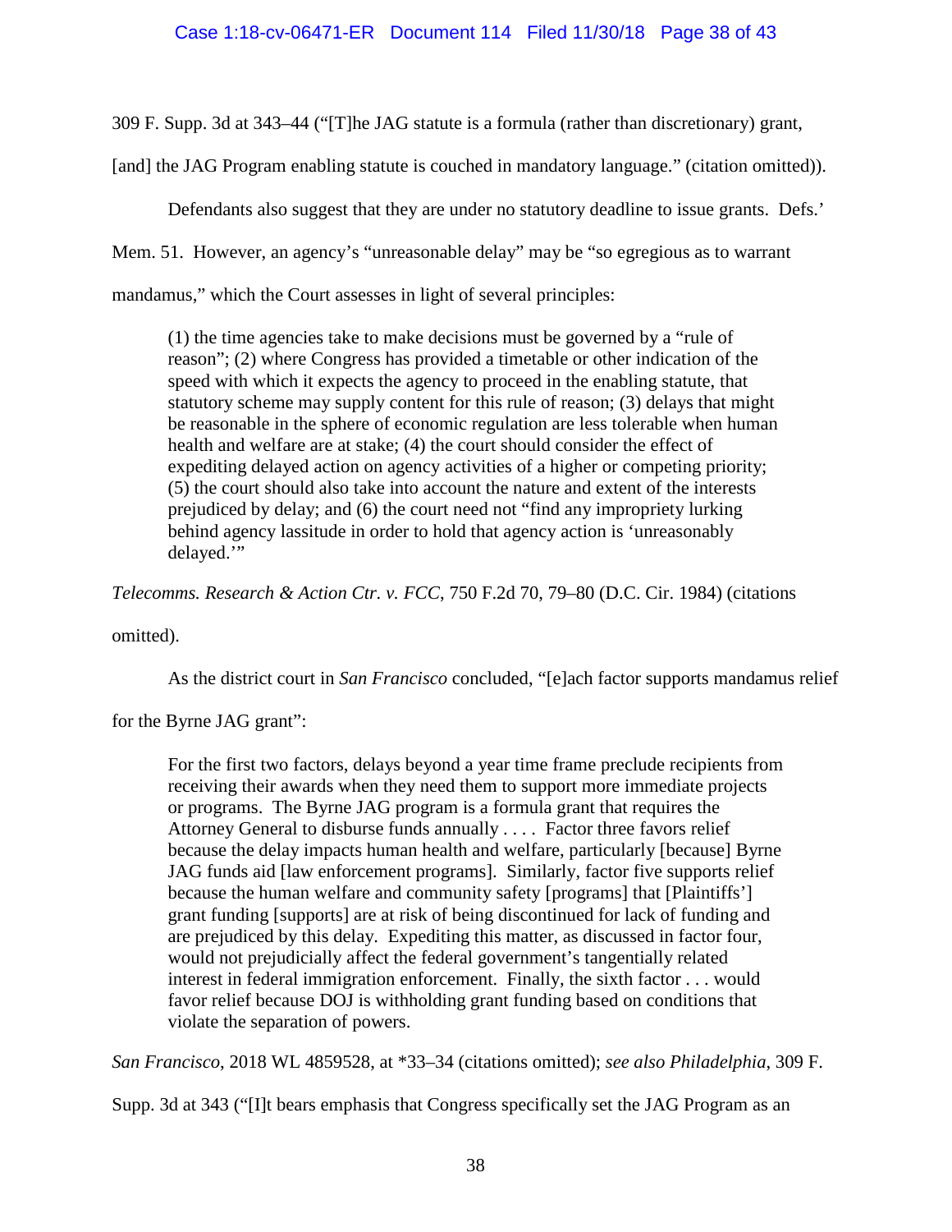309 F. Supp. 3d at 343–44 ("[T]he JAG statute is a formula (rather than discretionary) grant, [and] the JAG Program enabling statute is couched in mandatory language." (citation omitted)).

Defendants also suggest that they are under no statutory deadline to issue grants. Defs.' Mem. 51. However, an agency's "unreasonable delay" may be "so egregious as to warrant mandamus," which the Court assesses in light of several principles:

> (1) the time agencies take to make decisions must be governed by a "rule of reason"; (2) where Congress has provided a timetable or other indication of the speed with which it expects the agency to proceed in the enabling statute, that statutory scheme may supply content for this rule of reason; (3) delays that might be reasonable in the sphere of economic regulation are less tolerable when human health and welfare are at stake; (4) the court should consider the effect of expediting delayed action on agency activities of a higher or competing priority; (5) the court should also take into account the nature and extent of the interests prejudiced by delay; and (6) the court need not "find any impropriety lurking behind agency lassitude in order to hold that agency action is 'unreasonably delayed.'"

*Telecomms. Research & Action Ctr. v. FCC*, 750 F.2d 70, 79–80 (D.C. Cir. 1984) (citations omitted).

As the district court in *San Francisco* concluded, "[e]ach factor supports mandamus relief for the Byrne JAG grant":

> For the first two factors, delays beyond a year time frame preclude recipients from receiving their awards when they need them to support more immediate projects or programs. The Byrne JAG program is a formula grant that requires the Attorney General to disburse funds annually . . . . Factor three favors relief because the delay impacts human health and welfare, particularly [because] Byrne JAG funds aid [law enforcement programs]. Similarly, factor five supports relief because the human welfare and community safety [programs] that [Plaintiffs'] grant funding [supports] are at risk of being discontinued for lack of funding and are prejudiced by this delay. Expediting this matter, as discussed in factor four, would not prejudicially affect the federal government's tangentially related interest in federal immigration enforcement. Finally, the sixth factor . . . would favor relief because DOJ is withholding grant funding based on conditions that violate the separation of powers.

*San Francisco*, 2018 WL 4859528, at *33–34 (citations omitted); *see also Philadelphia*, 309 F. Supp. 3d at 343 ("[I]t bears emphasis that Congress specifically set the JAG Program as an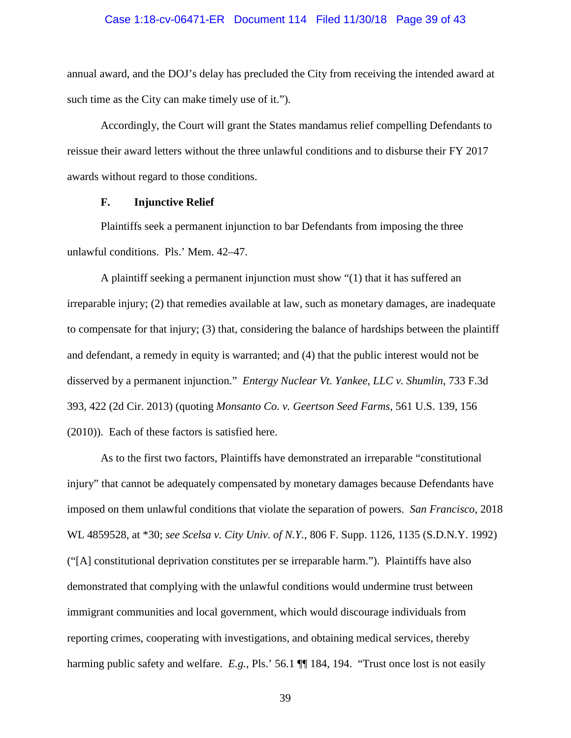annual award, and the DOJ's delay has precluded the City from receiving the intended award at such time as the City can make timely use of it.").

Accordingly, the Court will grant the States mandamus relief compelling Defendants to reissue their award letters without the three unlawful conditions and to disburse their FY 2017 awards without regard to those conditions.

### F. Injunctive Relief

Plaintiffs seek a permanent injunction to bar Defendants from imposing the three unlawful conditions. Pls.' Mem. 42–47.

A plaintiff seeking a permanent injunction must show "(1) that it has suffered an irreparable injury; (2) that remedies available at law, such as monetary damages, are inadequate to compensate for that injury; (3) that, considering the balance of hardships between the plaintiff and defendant, a remedy in equity is warranted; and (4) that the public interest would not be disserved by a permanent injunction." *Entergy Nuclear Vt. Yankee, LLC v. Shumlin*, 733 F.3d 393, 422 (2d Cir. 2013) (quoting *Monsanto Co. v. Geertson Seed Farms*, 561 U.S. 139, 156 (2010)). Each of these factors is satisfied here.

As to the first two factors, Plaintiffs have demonstrated an irreparable "constitutional injury" that cannot be adequately compensated by monetary damages because Defendants have imposed on them unlawful conditions that violate the separation of powers. *San Francisco*, 2018 WL 4859528, at *30; *see Scelsa v. City Univ. of N.Y.*, 806 F. Supp. 1126, 1135 (S.D.N.Y. 1992) ("[A] constitutional deprivation constitutes per se irreparable harm."). Plaintiffs have also demonstrated that complying with the unlawful conditions would undermine trust between immigrant communities and local government, which would discourage individuals from reporting crimes, cooperating with investigations, and obtaining medical services, thereby harming public safety and welfare. *E.g.*, Pls.' 56.1 ¶¶ 184, 194. "Trust once lost is not easily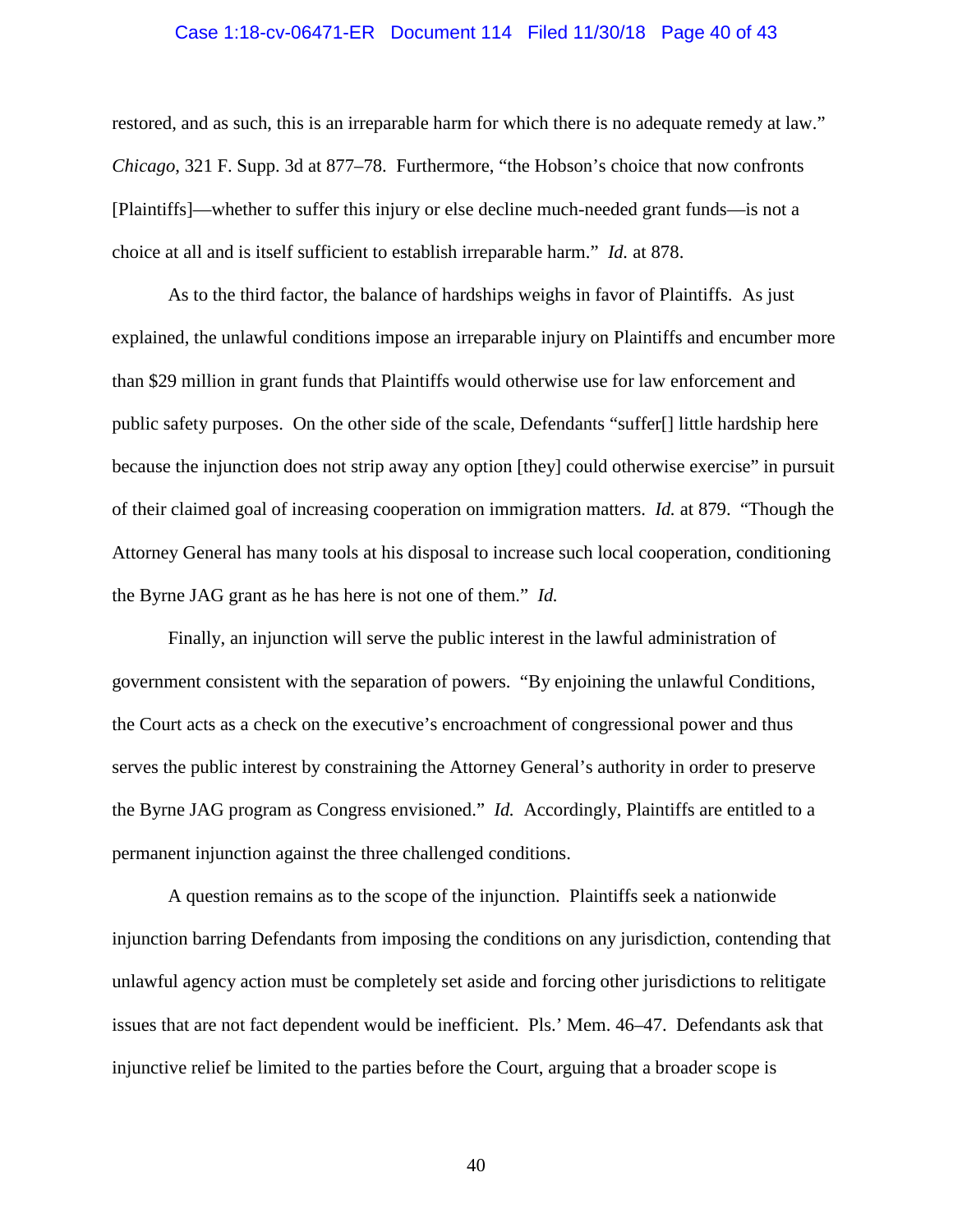restored, and as such, this is an irreparable harm for which there is no adequate remedy at law." *Chicago*, 321 F. Supp. 3d at 877–78. Furthermore, "the Hobson's choice that now confronts [Plaintiffs]—whether to suffer this injury or else decline much-needed grant funds—is not a choice at all and is itself sufficient to establish irreparable harm." *Id.* at 878.

As to the third factor, the balance of hardships weighs in favor of Plaintiffs. As just explained, the unlawful conditions impose an irreparable injury on Plaintiffs and encumber more than $29 million in grant funds that Plaintiffs would otherwise use for law enforcement and public safety purposes. On the other side of the scale, Defendants "suffer[] little hardship here because the injunction does not strip away any option [they] could otherwise exercise" in pursuit of their claimed goal of increasing cooperation on immigration matters. *Id.* at 879. "Though the Attorney General has many tools at his disposal to increase such local cooperation, conditioning the Byrne JAG grant as he has here is not one of them." *Id.*

Finally, an injunction will serve the public interest in the lawful administration of government consistent with the separation of powers. "By enjoining the unlawful Conditions, the Court acts as a check on the executive's encroachment of congressional power and thus serves the public interest by constraining the Attorney General's authority in order to preserve the Byrne JAG program as Congress envisioned." *Id.* Accordingly, Plaintiffs are entitled to a permanent injunction against the three challenged conditions.

A question remains as to the scope of the injunction. Plaintiffs seek a nationwide injunction barring Defendants from imposing the conditions on any jurisdiction, contending that unlawful agency action must be completely set aside and forcing other jurisdictions to relitigate issues that are not fact dependent would be inefficient. Pls.' Mem. 46–47. Defendants ask that injunctive relief be limited to the parties before the Court, arguing that a broader scope is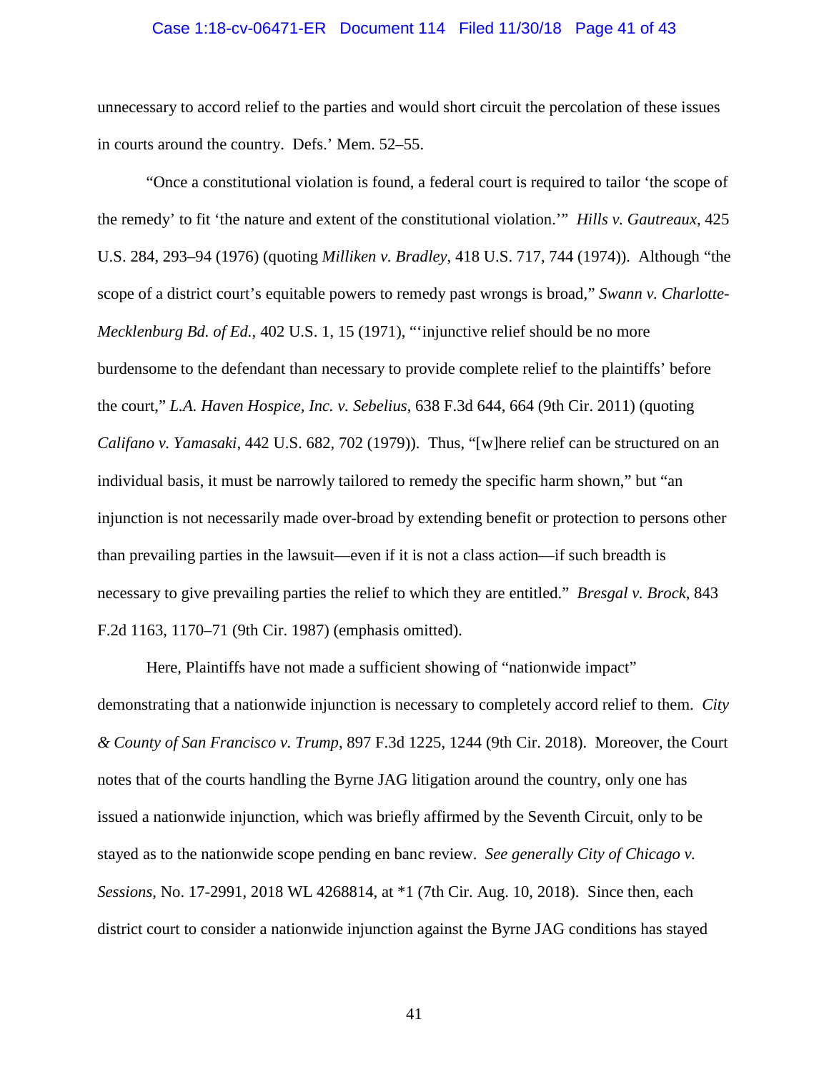unnecessary to accord relief to the parties and would short circuit the percolation of these issues in courts around the country. Defs.' Mem. 52–55.

"Once a constitutional violation is found, a federal court is required to tailor 'the scope of the remedy' to fit 'the nature and extent of the constitutional violation.'" *Hills v. Gautreaux*, 425 U.S. 284, 293–94 (1976) (quoting *Milliken v. Bradley*, 418 U.S. 717, 744 (1974)). Although "the scope of a district court's equitable powers to remedy past wrongs is broad," *Swann v. Charlotte-Mecklenburg Bd. of Ed.*, 402 U.S. 1, 15 (1971), "'injunctive relief should be no more burdensome to the defendant than necessary to provide complete relief to the plaintiffs' before the court," *L.A. Haven Hospice, Inc. v. Sebelius*, 638 F.3d 644, 664 (9th Cir. 2011) (quoting *Califano v. Yamasaki*, 442 U.S. 682, 702 (1979)). Thus, "[w]here relief can be structured on an individual basis, it must be narrowly tailored to remedy the specific harm shown," but "an injunction is not necessarily made over-broad by extending benefit or protection to persons other than prevailing parties in the lawsuit—even if it is not a class action—if such breadth is necessary to give prevailing parties the relief to which they are entitled." *Bresgal v. Brock*, 843 F.2d 1163, 1170–71 (9th Cir. 1987) (emphasis omitted).

Here, Plaintiffs have not made a sufficient showing of "nationwide impact" demonstrating that a nationwide injunction is necessary to completely accord relief to them. *City & County of San Francisco v. Trump*, 897 F.3d 1225, 1244 (9th Cir. 2018). Moreover, the Court notes that of the courts handling the Byrne JAG litigation around the country, only one has issued a nationwide injunction, which was briefly affirmed by the Seventh Circuit, only to be stayed as to the nationwide scope pending en banc review. *See generally City of Chicago v. Sessions*, No. 17-2991, 2018 WL 4268814, at *1 (7th Cir. Aug. 10, 2018). Since then, each district court to consider a nationwide injunction against the Byrne JAG conditions has stayed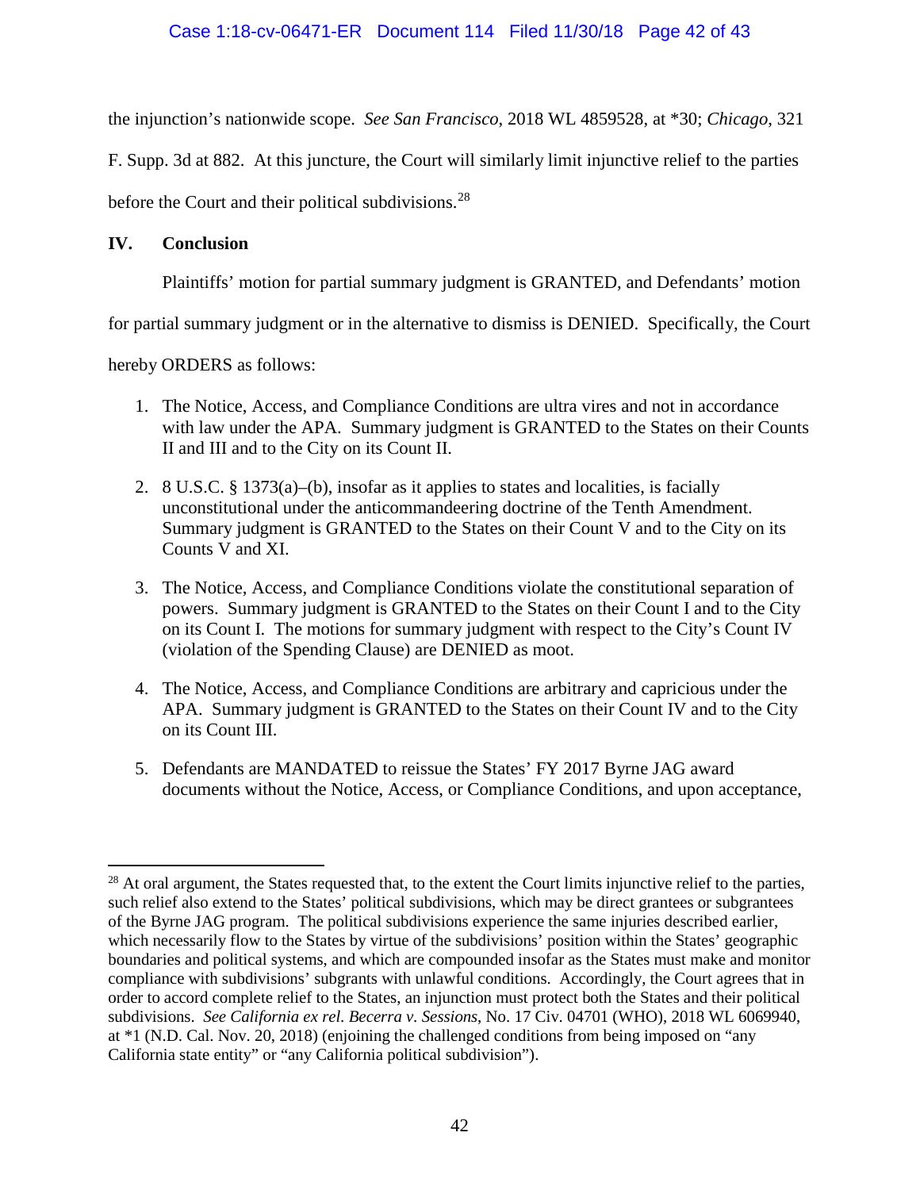the injunction's nationwide scope. *See San Francisco*, 2018 WL 4859528, at *30; *Chicago*, 321 F. Supp. 3d at 882. At this juncture, the Court will similarly limit injunctive relief to the parties before the Court and their political subdivisions.[28]

## IV. Conclusion

Plaintiffs' motion for partial summary judgment is GRANTED, and Defendants' motion for partial summary judgment or in the alternative to dismiss is DENIED. Specifically, the Court hereby ORDERS as follows:

1. The Notice, Access, and Compliance Conditions are ultra vires and not in accordance with law under the APA. Summary judgment is GRANTED to the States on their Counts II and III and to the City on its Count II.

2. 8 U.S.C. § 1373(a)–(b), insofar as it applies to states and localities, is facially unconstitutional under the anticommandeering doctrine of the Tenth Amendment. Summary judgment is GRANTED to the States on their Count V and to the City on its Counts V and XI.

3. The Notice, Access, and Compliance Conditions violate the constitutional separation of powers. Summary judgment is GRANTED to the States on their Count I and to the City on its Count I. The motions for summary judgment with respect to the City's Count IV (violation of the Spending Clause) are DENIED as moot.

4. The Notice, Access, and Compliance Conditions are arbitrary and capricious under the APA. Summary judgment is GRANTED to the States on their Count IV and to the City on its Count III.

5. Defendants are MANDATED to reissue the States' FY 2017 Byrne JAG award documents without the Notice, Access, or Compliance Conditions, and upon acceptance,

---

[28] At oral argument, the States requested that, to the extent the Court limits injunctive relief to the parties, such relief also extend to the States' political subdivisions, which may be direct grantees or subgrantees of the Byrne JAG program. The political subdivisions experience the same injuries described earlier, which necessarily flow to the States by virtue of the subdivisions' position within the States' geographic boundaries and political systems, and which are compounded insofar as the States must make and monitor compliance with subdivisions' subgrants with unlawful conditions. Accordingly, the Court agrees that in order to accord complete relief to the States, an injunction must protect both the States and their political subdivisions. *See California ex rel. Becerra v. Sessions*, No. 17 Civ. 04701 (WHO), 2018 WL 6069940, at *1 (N.D. Cal. Nov. 20, 2018) (enjoining the challenged conditions from being imposed on "any California state entity" or "any California political subdivision").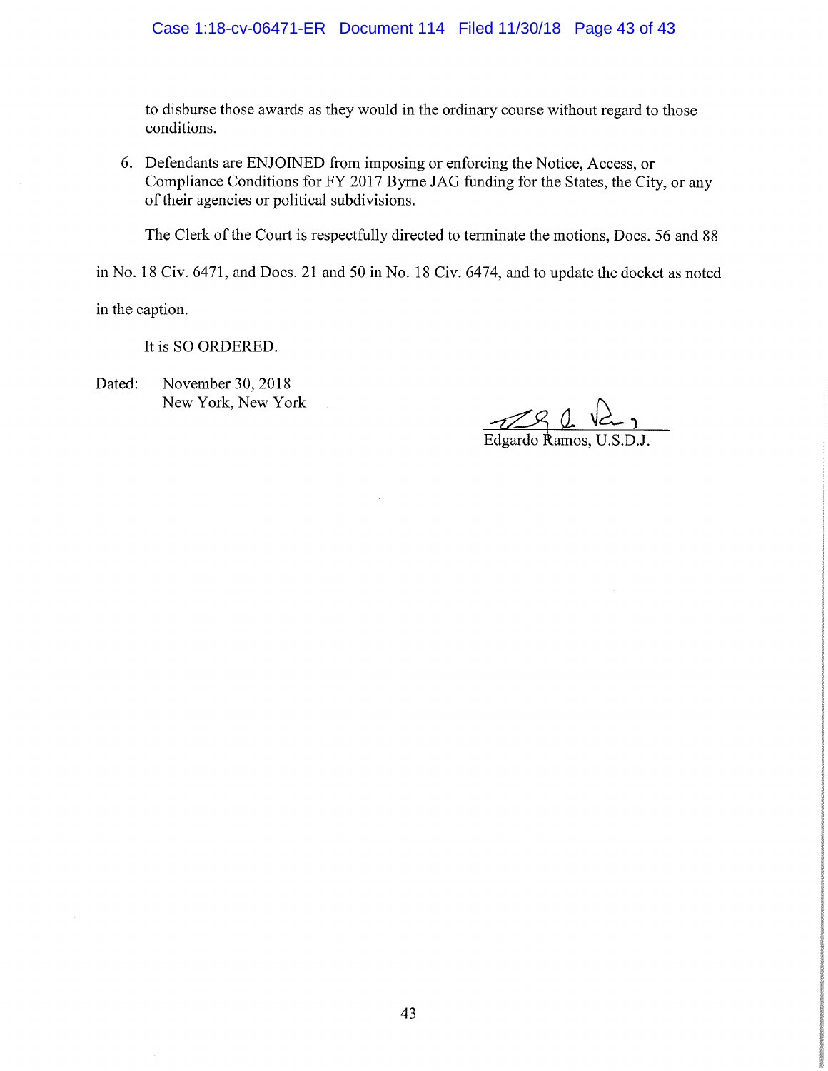to disburse those awards as they would in the ordinary course without regard to those conditions.

6. Defendants are ENJOINED from imposing or enforcing the Notice, Access, or Compliance Conditions for FY 2017 Byrne JAG funding for the States, the City, or any of their agencies or political subdivisions.

The Clerk of the Court is respectfully directed to terminate the motions, Docs. 56 and 88 in No. 18 Civ. 6471, and Docs. 21 and 50 in No. 18 Civ. 6474, and to update the docket as noted in the caption.

It is SO ORDERED.

Dated: November 30, 2018
New York, New York

Edgardo Ramos, U.S.D.J.